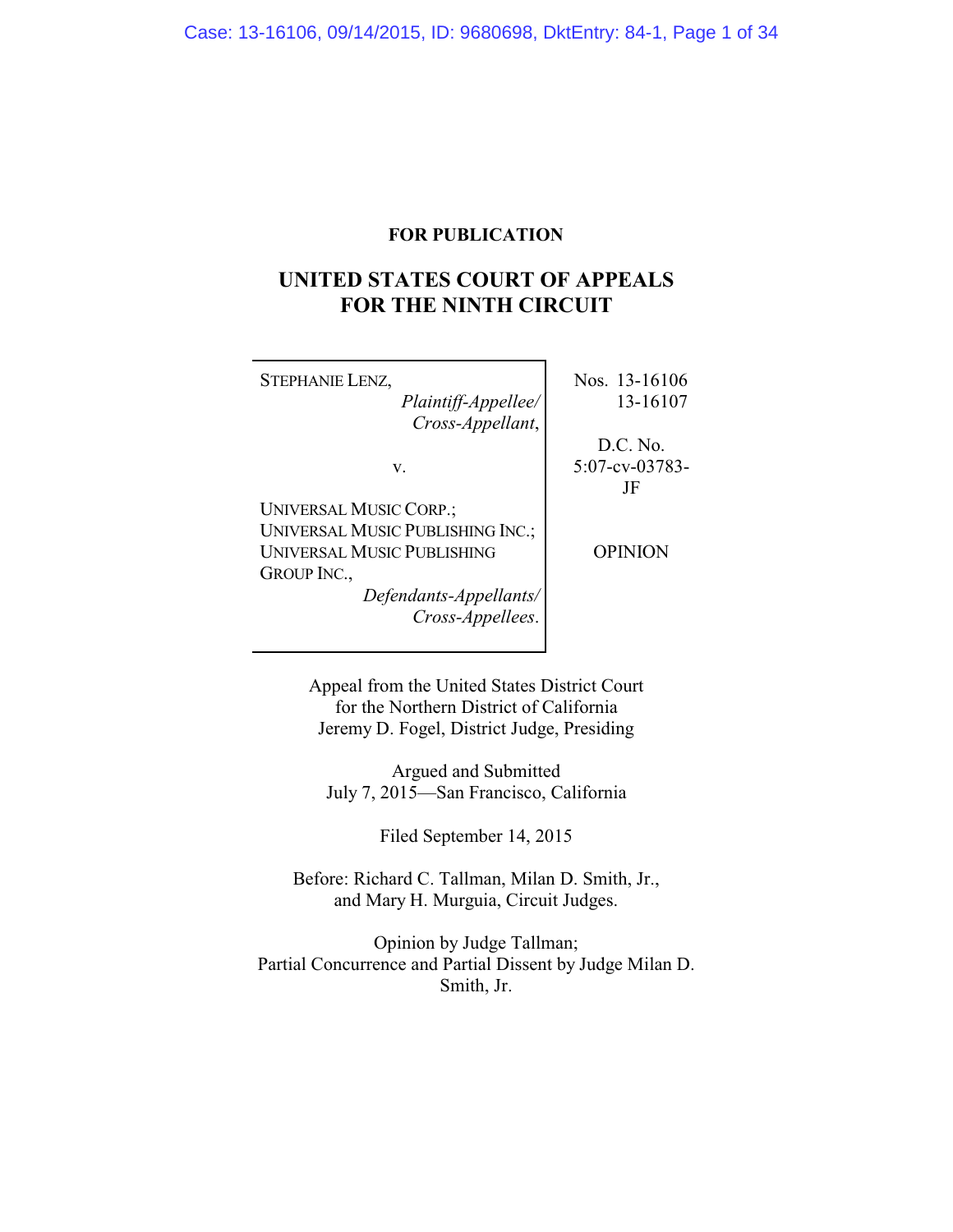**FOR PUBLICATION**

# UNITED STATES COURT OF APPEALS FOR THE NINTH CIRCUIT

| | |
|---|---|
| STEPHANIE LENZ, *Plaintiff-Appellee/ Cross-Appellant*, v. UNIVERSAL MUSIC CORP.; UNIVERSAL MUSIC PUBLISHING INC.; UNIVERSAL MUSIC PUBLISHING GROUP INC., *Defendants-Appellants/ Cross-Appellees*. | Nos. 13-16106 13-16107 D.C. No. 5:07-cv-03783-JF OPINION |

Appeal from the United States District Court for the Northern District of California
Jeremy D. Fogel, District Judge, Presiding

Argued and Submitted
July 7, 2015—San Francisco, California

Filed September 14, 2015

Before: Richard C. Tallman, Milan D. Smith, Jr., and Mary H. Murguia, Circuit Judges.

Opinion by Judge Tallman;
Partial Concurrence and Partial Dissent by Judge Milan D. Smith, Jr.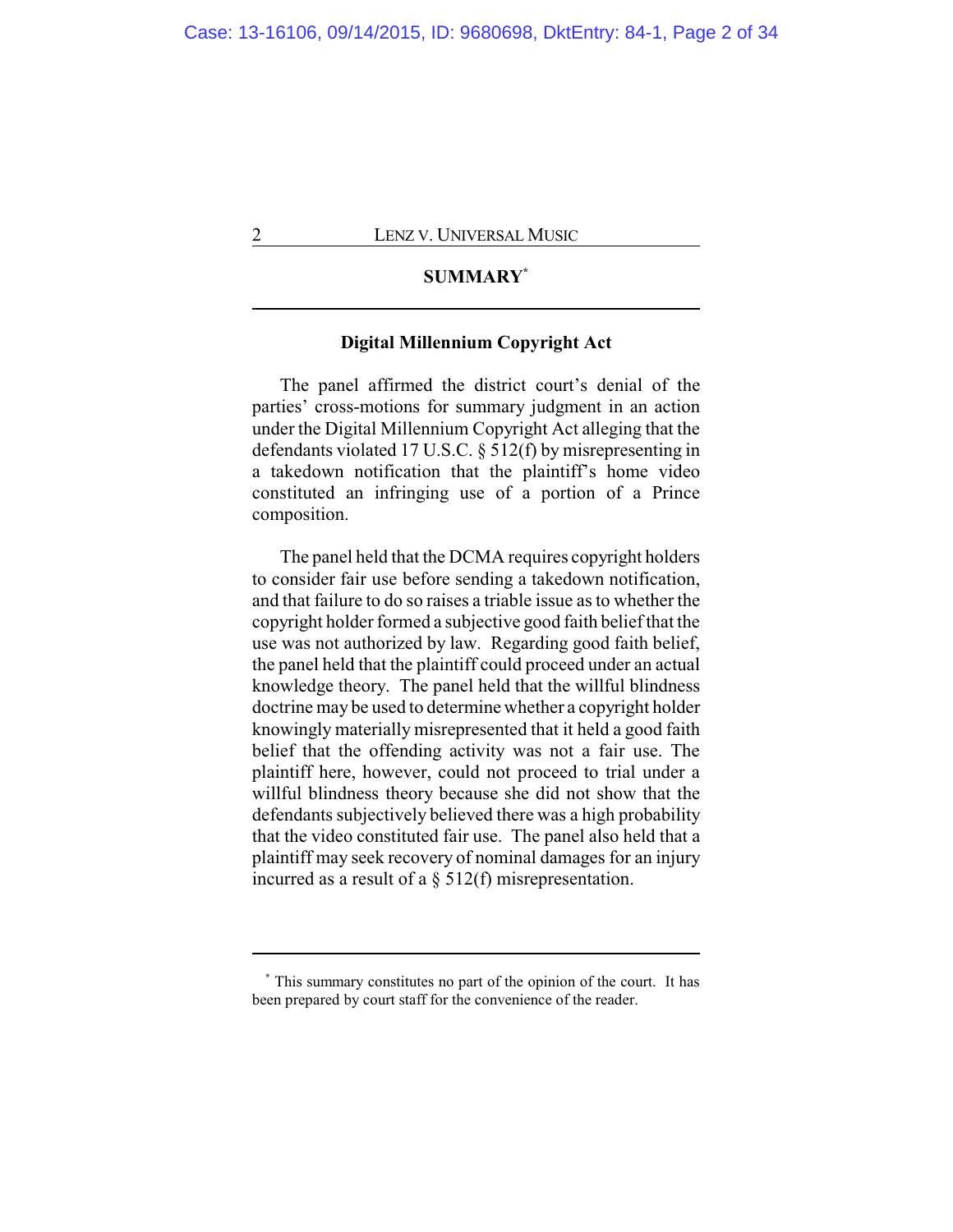## SUMMARY[*]

### Digital Millennium Copyright Act

The panel affirmed the district court's denial of the parties' cross-motions for summary judgment in an action under the Digital Millennium Copyright Act alleging that the defendants violated 17 U.S.C. § 512(f) by misrepresenting in a takedown notification that the plaintiff's home video constituted an infringing use of a portion of a Prince composition.

The panel held that the DCMA requires copyright holders to consider fair use before sending a takedown notification, and that failure to do so raises a triable issue as to whether the copyright holder formed a subjective good faith belief that the use was not authorized by law. Regarding good faith belief, the panel held that the plaintiff could proceed under an actual knowledge theory. The panel held that the willful blindness doctrine may be used to determine whether a copyright holder knowingly materially misrepresented that it held a good faith belief that the offending activity was not a fair use. The plaintiff here, however, could not proceed to trial under a willful blindness theory because she did not show that the defendants subjectively believed there was a high probability that the video constituted fair use. The panel also held that a plaintiff may seek recovery of nominal damages for an injury incurred as a result of a § 512(f) misrepresentation.

---

[*] This summary constitutes no part of the opinion of the court. It has been prepared by court staff for the convenience of the reader.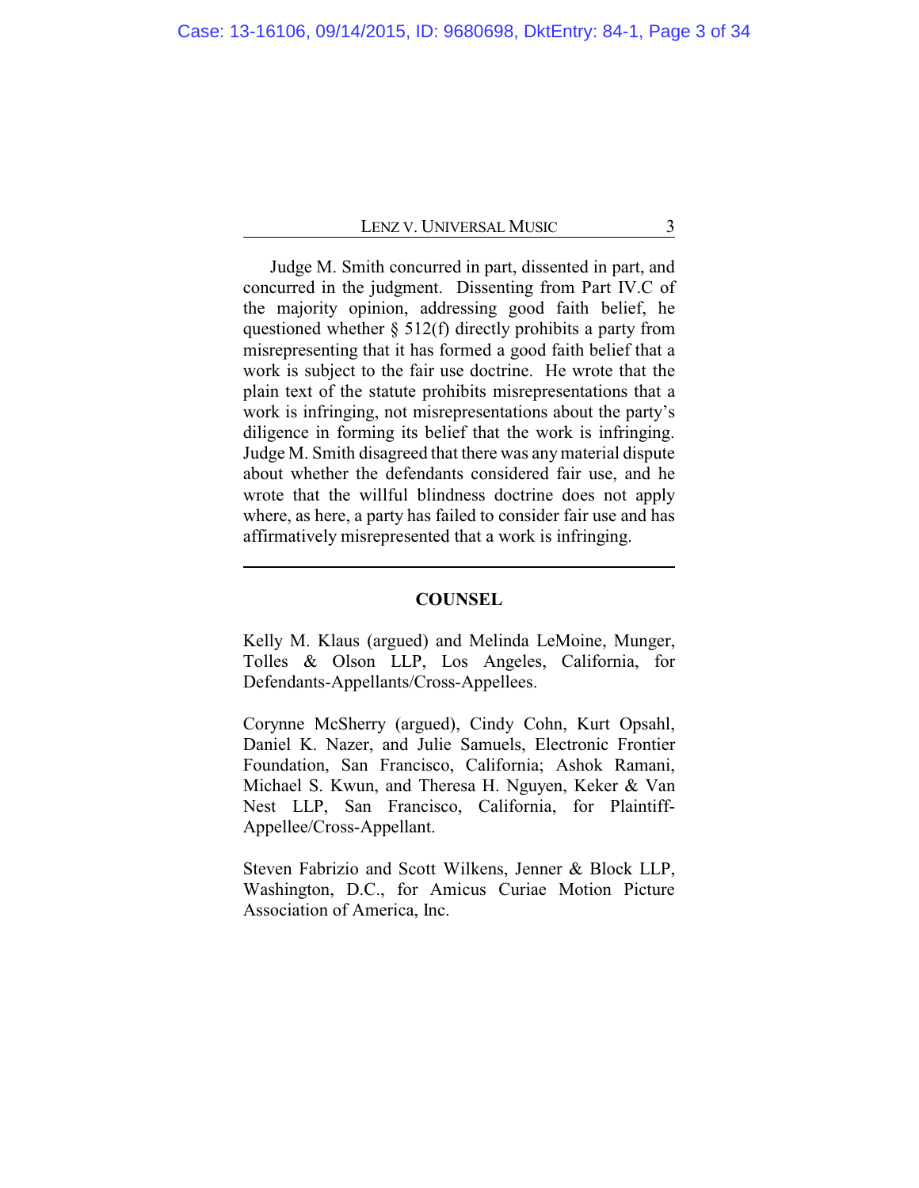Judge M. Smith concurred in part, dissented in part, and concurred in the judgment. Dissenting from Part IV.C of the majority opinion, addressing good faith belief, he questioned whether § 512(f) directly prohibits a party from misrepresenting that it has formed a good faith belief that a work is subject to the fair use doctrine. He wrote that the plain text of the statute prohibits misrepresentations that a work is infringing, not misrepresentations about the party's diligence in forming its belief that the work is infringing. Judge M. Smith disagreed that there was any material dispute about whether the defendants considered fair use, and he wrote that the willful blindness doctrine does not apply where, as here, a party has failed to consider fair use and has affirmatively misrepresented that a work is infringing.

---

## COUNSEL

Kelly M. Klaus (argued) and Melinda LeMoine, Munger, Tolles & Olson LLP, Los Angeles, California, for Defendants-Appellants/Cross-Appellees.

Corynne McSherry (argued), Cindy Cohn, Kurt Opsahl, Daniel K. Nazer, and Julie Samuels, Electronic Frontier Foundation, San Francisco, California; Ashok Ramani, Michael S. Kwun, and Theresa H. Nguyen, Keker & Van Nest LLP, San Francisco, California, for Plaintiff-Appellee/Cross-Appellant.

Steven Fabrizio and Scott Wilkens, Jenner & Block LLP, Washington, D.C., for Amicus Curiae Motion Picture Association of America, Inc.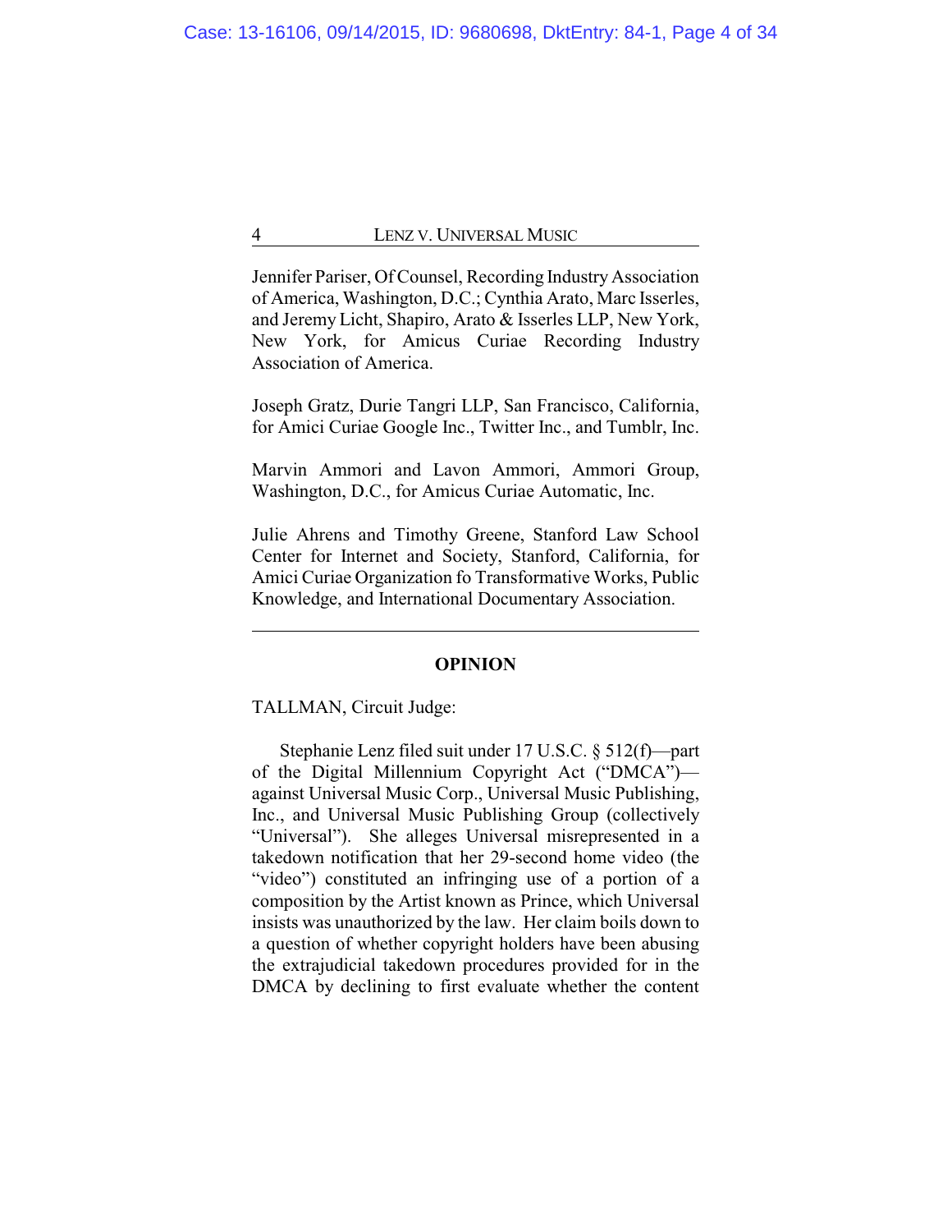Jennifer Pariser, Of Counsel, Recording Industry Association of America, Washington, D.C.; Cynthia Arato, Marc Isserles, and Jeremy Licht, Shapiro, Arato & Isserles LLP, New York, New York, for Amicus Curiae Recording Industry Association of America.

Joseph Gratz, Durie Tangri LLP, San Francisco, California, for Amici Curiae Google Inc., Twitter Inc., and Tumblr, Inc.

Marvin Ammori and Lavon Ammori, Ammori Group, Washington, D.C., for Amicus Curiae Automatic, Inc.

Julie Ahrens and Timothy Greene, Stanford Law School Center for Internet and Society, Stanford, California, for Amici Curiae Organization fo Transformative Works, Public Knowledge, and International Documentary Association.

---

## OPINION

TALLMAN, Circuit Judge:

Stephanie Lenz filed suit under 17 U.S.C. § 512(f)—part of the Digital Millennium Copyright Act ("DMCA")—against Universal Music Corp., Universal Music Publishing, Inc., and Universal Music Publishing Group (collectively "Universal"). She alleges Universal misrepresented in a takedown notification that her 29-second home video (the "video") constituted an infringing use of a portion of a composition by the Artist known as Prince, which Universal insists was unauthorized by the law. Her claim boils down to a question of whether copyright holders have been abusing the extrajudicial takedown procedures provided for in the DMCA by declining to first evaluate whether the content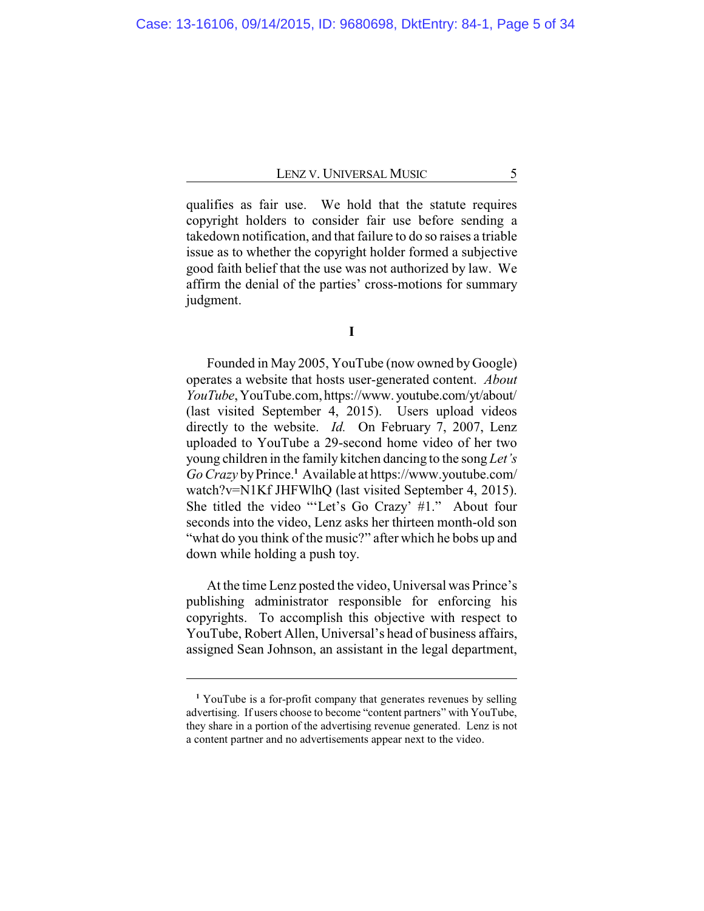qualifies as fair use. We hold that the statute requires copyright holders to consider fair use before sending a takedown notification, and that failure to do so raises a triable issue as to whether the copyright holder formed a subjective good faith belief that the use was not authorized by law. We affirm the denial of the parties' cross-motions for summary judgment.

## I

Founded in May 2005, YouTube (now owned by Google) operates a website that hosts user-generated content. *About YouTube*, YouTube.com, https://www. youtube.com/yt/about/ (last visited September 4, 2015). Users upload videos directly to the website. *Id.* On February 7, 2007, Lenz uploaded to YouTube a 29-second home video of her two young children in the family kitchen dancing to the song *Let's Go Crazy* by Prince.[1] Available at https://www.youtube.com/ watch?v=N1Kf JHFWlhQ (last visited September 4, 2015). She titled the video "'Let's Go Crazy' #1." About four seconds into the video, Lenz asks her thirteen month-old son "what do you think of the music?" after which he bobs up and down while holding a push toy.

At the time Lenz posted the video, Universal was Prince's publishing administrator responsible for enforcing his copyrights. To accomplish this objective with respect to YouTube, Robert Allen, Universal's head of business affairs, assigned Sean Johnson, an assistant in the legal department,

---

[1] YouTube is a for-profit company that generates revenues by selling advertising. If users choose to become "content partners" with YouTube, they share in a portion of the advertising revenue generated. Lenz is not a content partner and no advertisements appear next to the video.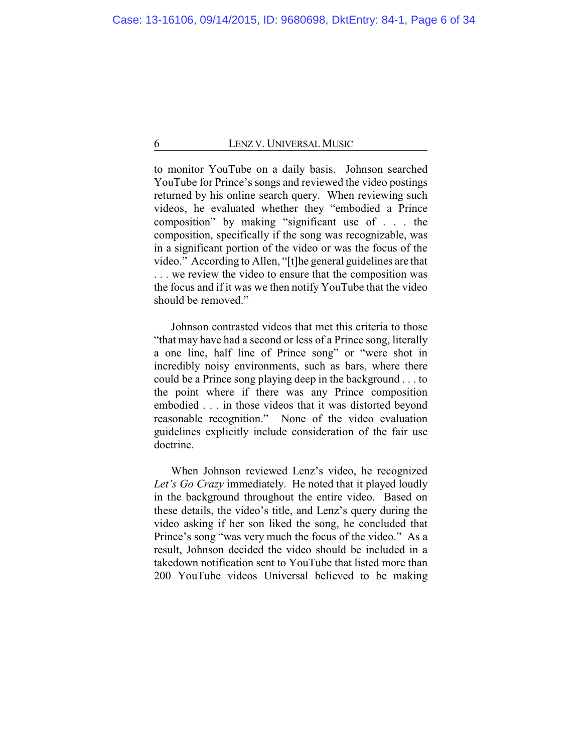to monitor YouTube on a daily basis. Johnson searched YouTube for Prince's songs and reviewed the video postings returned by his online search query. When reviewing such videos, he evaluated whether they "embodied a Prince composition" by making "significant use of . . . the composition, specifically if the song was recognizable, was in a significant portion of the video or was the focus of the video." According to Allen, "[t]he general guidelines are that . . . we review the video to ensure that the composition was the focus and if it was we then notify YouTube that the video should be removed."

Johnson contrasted videos that met this criteria to those "that may have had a second or less of a Prince song, literally a one line, half line of Prince song" or "were shot in incredibly noisy environments, such as bars, where there could be a Prince song playing deep in the background . . . to the point where if there was any Prince composition embodied . . . in those videos that it was distorted beyond reasonable recognition." None of the video evaluation guidelines explicitly include consideration of the fair use doctrine.

When Johnson reviewed Lenz's video, he recognized *Let's Go Crazy* immediately. He noted that it played loudly in the background throughout the entire video. Based on these details, the video's title, and Lenz's query during the video asking if her son liked the song, he concluded that Prince's song "was very much the focus of the video." As a result, Johnson decided the video should be included in a takedown notification sent to YouTube that listed more than 200 YouTube videos Universal believed to be making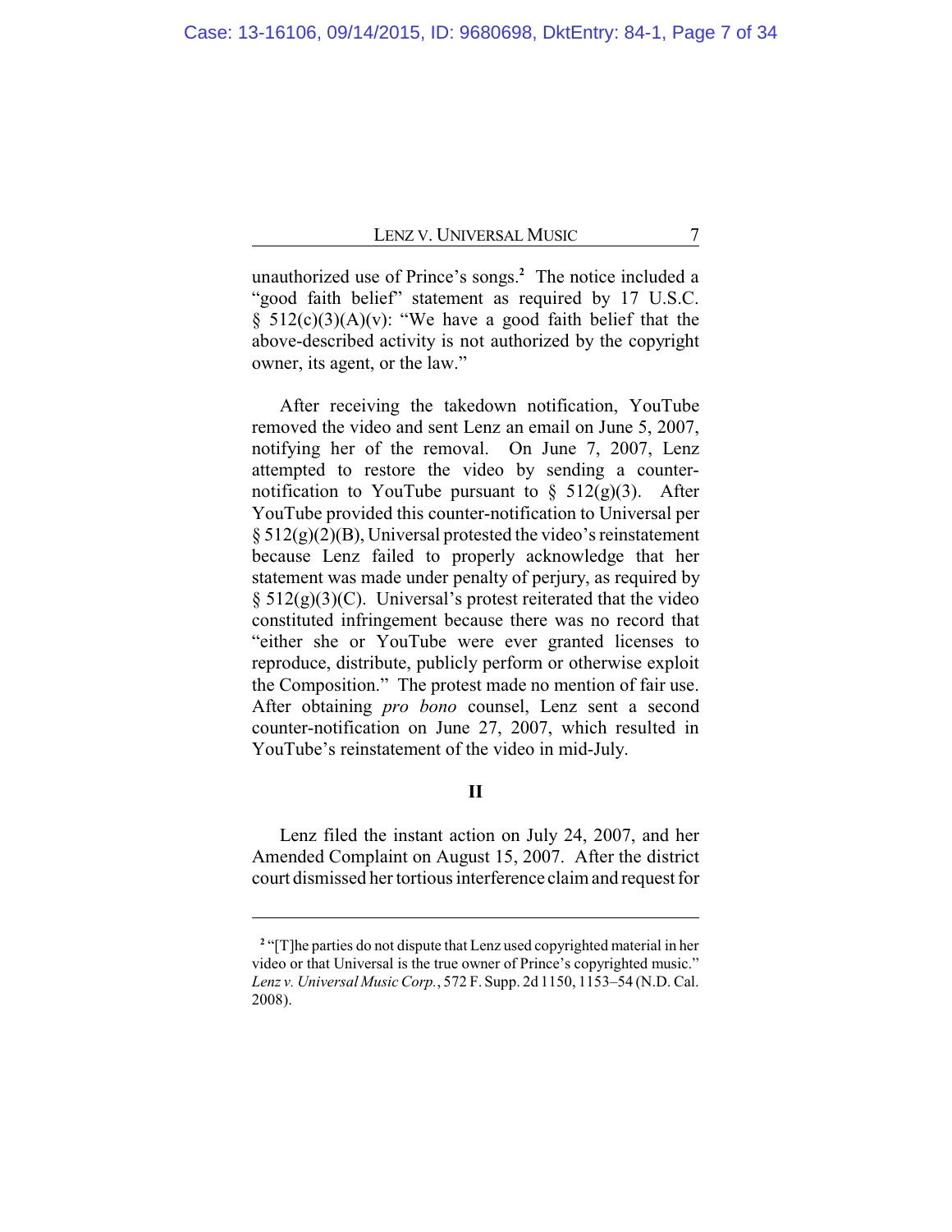unauthorized use of Prince's songs.[2] The notice included a "good faith belief" statement as required by 17 U.S.C. § 512(c)(3)(A)(v): "We have a good faith belief that the above-described activity is not authorized by the copyright owner, its agent, or the law."

After receiving the takedown notification, YouTube removed the video and sent Lenz an email on June 5, 2007, notifying her of the removal. On June 7, 2007, Lenz attempted to restore the video by sending a counter-notification to YouTube pursuant to § 512(g)(3). After YouTube provided this counter-notification to Universal per § 512(g)(2)(B), Universal protested the video's reinstatement because Lenz failed to properly acknowledge that her statement was made under penalty of perjury, as required by § 512(g)(3)(C). Universal's protest reiterated that the video constituted infringement because there was no record that "either she or YouTube were ever granted licenses to reproduce, distribute, publicly perform or otherwise exploit the Composition." The protest made no mention of fair use. After obtaining *pro bono* counsel, Lenz sent a second counter-notification on June 27, 2007, which resulted in YouTube's reinstatement of the video in mid-July.

## II

Lenz filed the instant action on July 24, 2007, and her Amended Complaint on August 15, 2007. After the district court dismissed her tortious interference claim and request for

---

[2] "[T]he parties do not dispute that Lenz used copyrighted material in her video or that Universal is the true owner of Prince's copyrighted music." *Lenz v. Universal Music Corp.*, 572 F. Supp. 2d 1150, 1153–54 (N.D. Cal. 2008).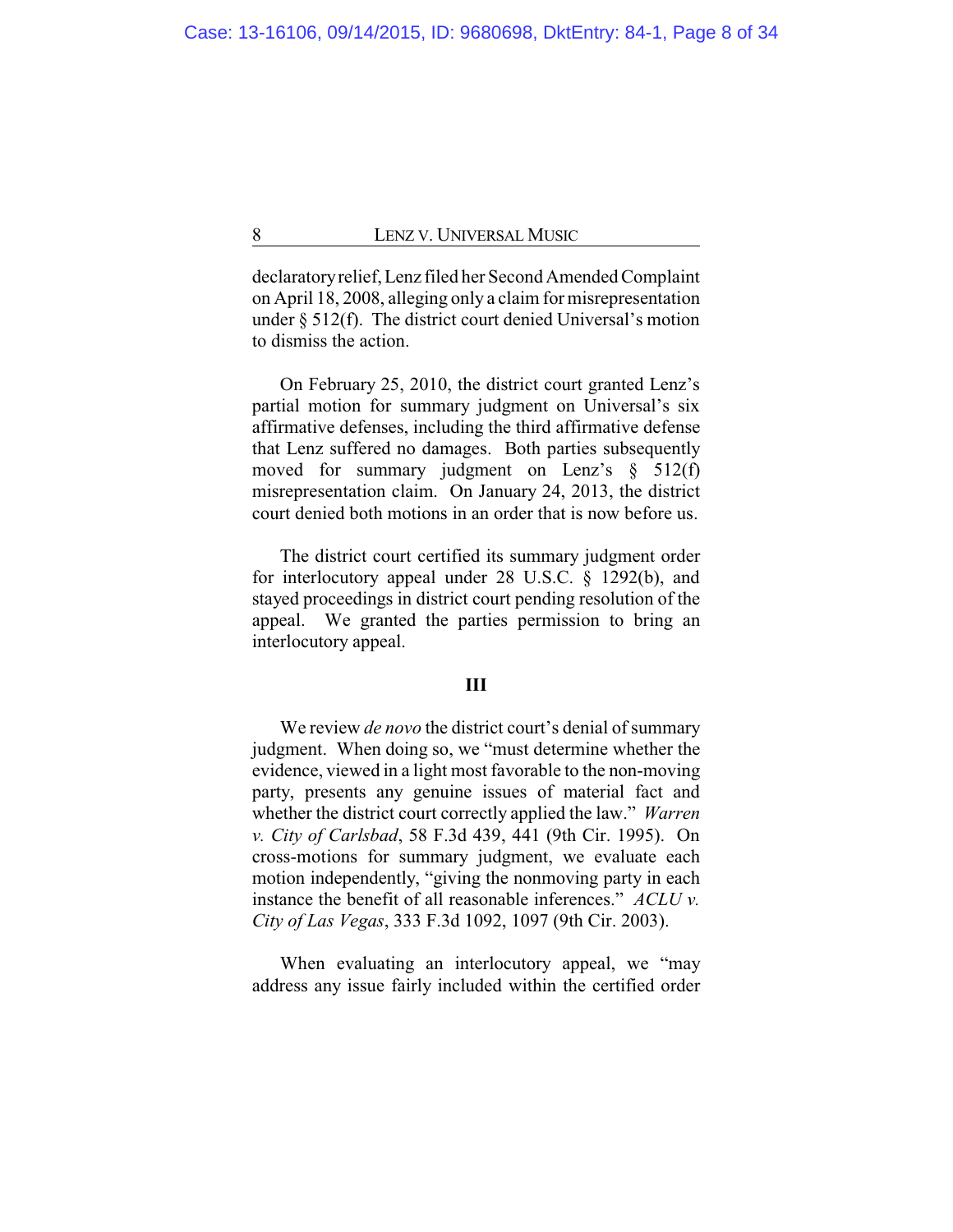declaratory relief, Lenz filed her Second Amended Complaint on April 18, 2008, alleging only a claim for misrepresentation under § 512(f). The district court denied Universal's motion to dismiss the action.

On February 25, 2010, the district court granted Lenz's partial motion for summary judgment on Universal's six affirmative defenses, including the third affirmative defense that Lenz suffered no damages. Both parties subsequently moved for summary judgment on Lenz's § 512(f) misrepresentation claim. On January 24, 2013, the district court denied both motions in an order that is now before us.

The district court certified its summary judgment order for interlocutory appeal under 28 U.S.C. § 1292(b), and stayed proceedings in district court pending resolution of the appeal. We granted the parties permission to bring an interlocutory appeal.

## III

We review *de novo* the district court's denial of summary judgment. When doing so, we "must determine whether the evidence, viewed in a light most favorable to the non-moving party, presents any genuine issues of material fact and whether the district court correctly applied the law." *Warren v. City of Carlsbad*, 58 F.3d 439, 441 (9th Cir. 1995). On cross-motions for summary judgment, we evaluate each motion independently, "giving the nonmoving party in each instance the benefit of all reasonable inferences." *ACLU v. City of Las Vegas*, 333 F.3d 1092, 1097 (9th Cir. 2003).

When evaluating an interlocutory appeal, we "may address any issue fairly included within the certified order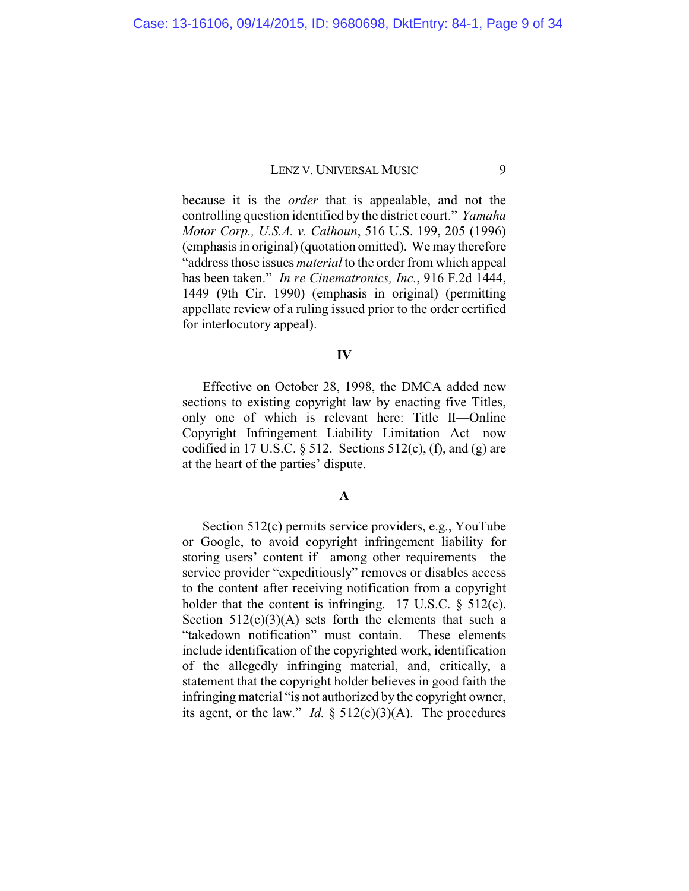because it is the *order* that is appealable, and not the controlling question identified by the district court." *Yamaha Motor Corp., U.S.A. v. Calhoun*, 516 U.S. 199, 205 (1996) (emphasis in original) (quotation omitted). We may therefore "address those issues *material* to the order from which appeal has been taken." *In re Cinematronics, Inc.*, 916 F.2d 1444, 1449 (9th Cir. 1990) (emphasis in original) (permitting appellate review of a ruling issued prior to the order certified for interlocutory appeal).

## IV

Effective on October 28, 1998, the DMCA added new sections to existing copyright law by enacting five Titles, only one of which is relevant here: Title II—Online Copyright Infringement Liability Limitation Act—now codified in 17 U.S.C. § 512. Sections 512(c), (f), and (g) are at the heart of the parties' dispute.

### A

Section 512(c) permits service providers, e.g., YouTube or Google, to avoid copyright infringement liability for storing users' content if—among other requirements—the service provider "expeditiously" removes or disables access to the content after receiving notification from a copyright holder that the content is infringing. 17 U.S.C. § 512(c). Section 512(c)(3)(A) sets forth the elements that such a "takedown notification" must contain. These elements include identification of the copyrighted work, identification of the allegedly infringing material, and, critically, a statement that the copyright holder believes in good faith the infringing material "is not authorized by the copyright owner, its agent, or the law." *Id.* § 512(c)(3)(A). The procedures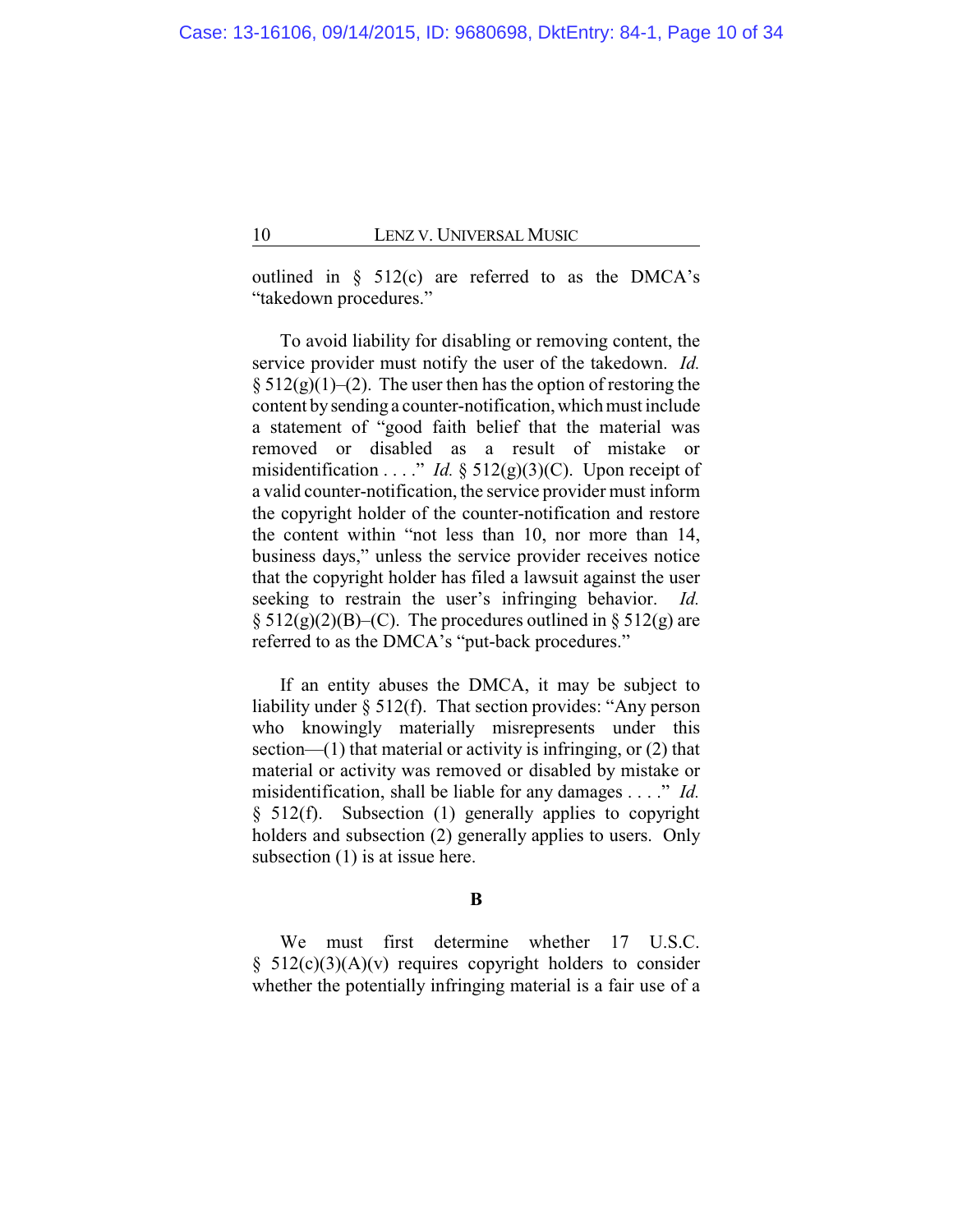outlined in § 512(c) are referred to as the DMCA's "takedown procedures."

To avoid liability for disabling or removing content, the service provider must notify the user of the takedown. *Id.* § 512(g)(1)–(2). The user then has the option of restoring the content by sending a counter-notification, which must include a statement of "good faith belief that the material was removed or disabled as a result of mistake or misidentification . . . ." *Id.* § 512(g)(3)(C). Upon receipt of a valid counter-notification, the service provider must inform the copyright holder of the counter-notification and restore the content within "not less than 10, nor more than 14, business days," unless the service provider receives notice that the copyright holder has filed a lawsuit against the user seeking to restrain the user's infringing behavior. *Id.* § 512(g)(2)(B)–(C). The procedures outlined in § 512(g) are referred to as the DMCA's "put-back procedures."

If an entity abuses the DMCA, it may be subject to liability under § 512(f). That section provides: "Any person who knowingly materially misrepresents under this section—(1) that material or activity is infringing, or (2) that material or activity was removed or disabled by mistake or misidentification, shall be liable for any damages . . . ." *Id.* § 512(f). Subsection (1) generally applies to copyright holders and subsection (2) generally applies to users. Only subsection (1) is at issue here.

**B**

We must first determine whether 17 U.S.C. § 512(c)(3)(A)(v) requires copyright holders to consider whether the potentially infringing material is a fair use of a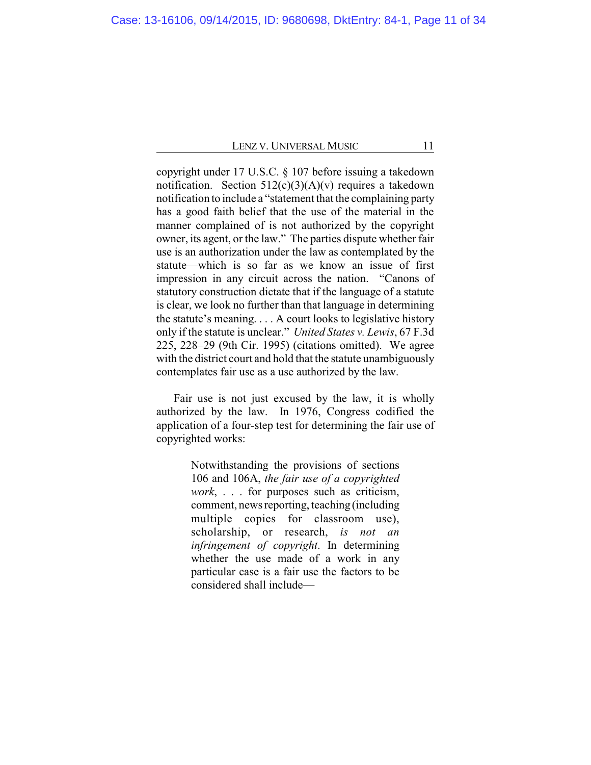copyright under 17 U.S.C. § 107 before issuing a takedown notification. Section 512(c)(3)(A)(v) requires a takedown notification to include a "statement that the complaining party has a good faith belief that the use of the material in the manner complained of is not authorized by the copyright owner, its agent, or the law." The parties dispute whether fair use is an authorization under the law as contemplated by the statute—which is so far as we know an issue of first impression in any circuit across the nation. "Canons of statutory construction dictate that if the language of a statute is clear, we look no further than that language in determining the statute's meaning. . . . A court looks to legislative history only if the statute is unclear." *United States v. Lewis*, 67 F.3d 225, 228–29 (9th Cir. 1995) (citations omitted). We agree with the district court and hold that the statute unambiguously contemplates fair use as a use authorized by the law.

Fair use is not just excused by the law, it is wholly authorized by the law. In 1976, Congress codified the application of a four-step test for determining the fair use of copyrighted works:

> Notwithstanding the provisions of sections 106 and 106A, *the fair use of a copyrighted work*, . . . for purposes such as criticism, comment, news reporting, teaching (including multiple copies for classroom use), scholarship, or research, *is not an infringement of copyright*. In determining whether the use made of a work in any particular case is a fair use the factors to be considered shall include—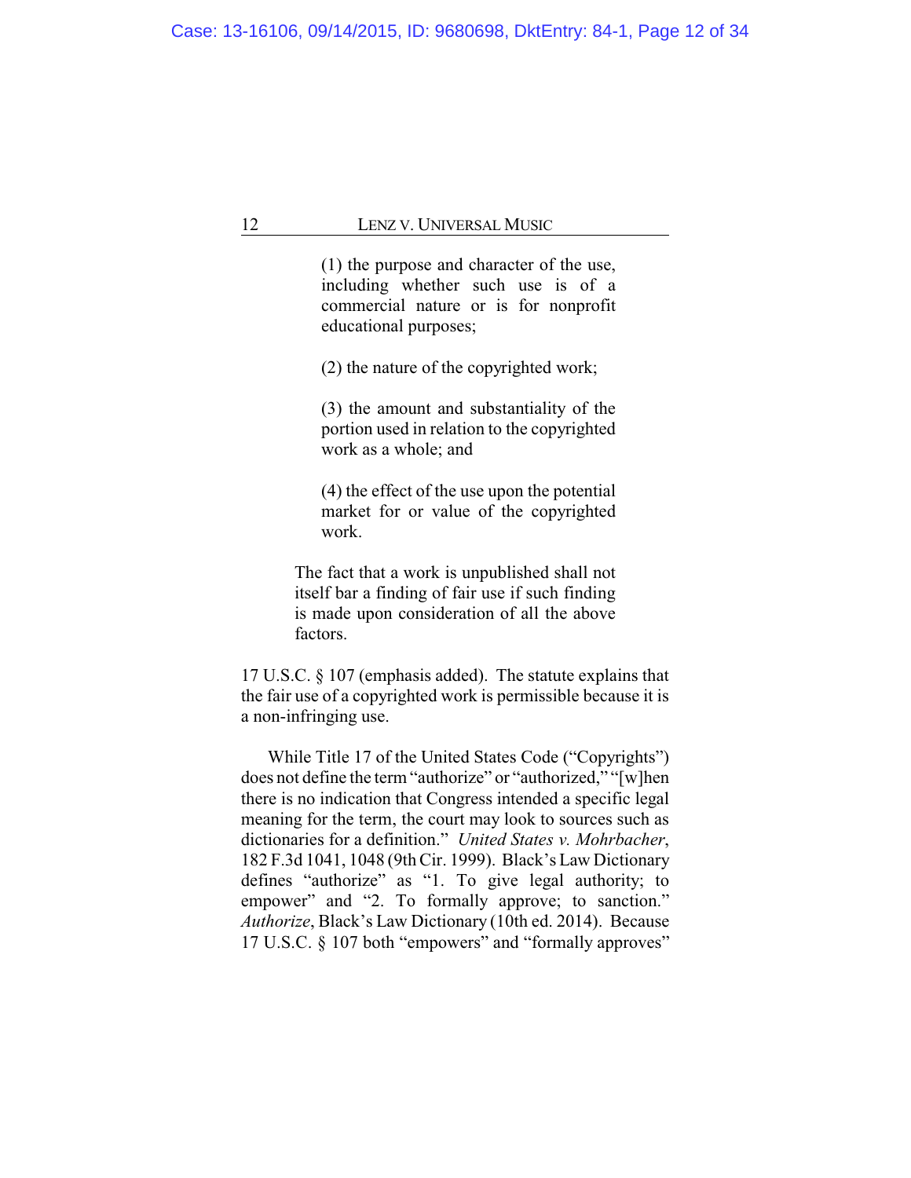> (1) the purpose and character of the use, including whether such use is of a commercial nature or is for nonprofit educational purposes;
>
> (2) the nature of the copyrighted work;
>
> (3) the amount and substantiality of the portion used in relation to the copyrighted work as a whole; and
>
> (4) the effect of the use upon the potential market for or value of the copyrighted work.
>
> The fact that a work is unpublished shall not itself bar a finding of fair use if such finding is made upon consideration of all the above factors.

17 U.S.C. § 107 (emphasis added). The statute explains that the fair use of a copyrighted work is permissible because it is a non-infringing use.

While Title 17 of the United States Code ("Copyrights") does not define the term "authorize" or "authorized," "[w]hen there is no indication that Congress intended a specific legal meaning for the term, the court may look to sources such as dictionaries for a definition." *United States v. Mohrbacher*, 182 F.3d 1041, 1048 (9th Cir. 1999). Black's Law Dictionary defines "authorize" as "1. To give legal authority; to empower" and "2. To formally approve; to sanction." *Authorize*, Black's Law Dictionary (10th ed. 2014). Because 17 U.S.C. § 107 both "empowers" and "formally approves"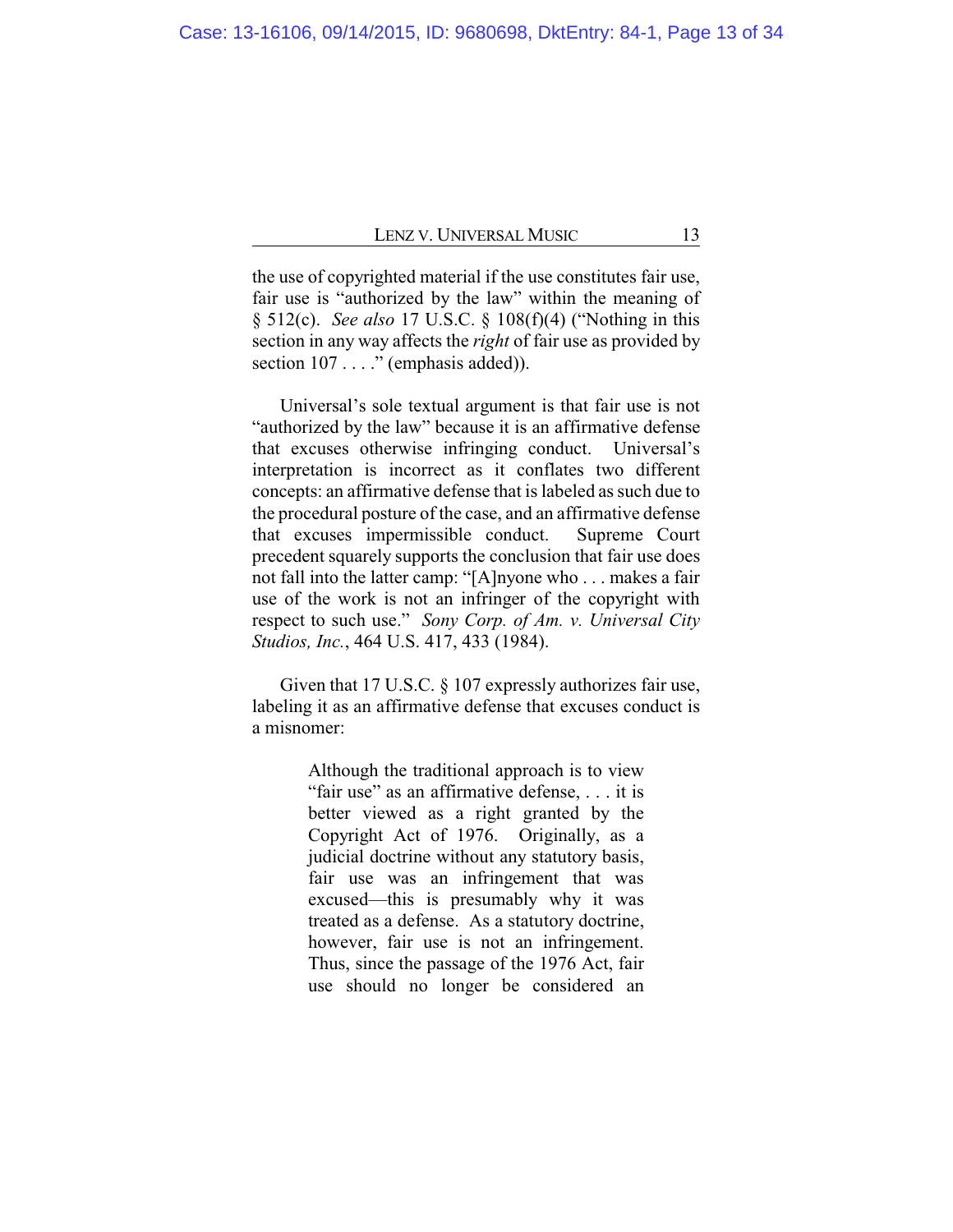the use of copyrighted material if the use constitutes fair use, fair use is "authorized by the law" within the meaning of § 512(c). *See also* 17 U.S.C. § 108(f)(4) ("Nothing in this section in any way affects the *right* of fair use as provided by section 107 . . . ." (emphasis added)).

Universal's sole textual argument is that fair use is not "authorized by the law" because it is an affirmative defense that excuses otherwise infringing conduct. Universal's interpretation is incorrect as it conflates two different concepts: an affirmative defense that is labeled as such due to the procedural posture of the case, and an affirmative defense that excuses impermissible conduct. Supreme Court precedent squarely supports the conclusion that fair use does not fall into the latter camp: "[A]nyone who . . . makes a fair use of the work is not an infringer of the copyright with respect to such use." *Sony Corp. of Am. v. Universal City Studios, Inc.*, 464 U.S. 417, 433 (1984).

Given that 17 U.S.C. § 107 expressly authorizes fair use, labeling it as an affirmative defense that excuses conduct is a misnomer:

> Although the traditional approach is to view "fair use" as an affirmative defense, . . . it is better viewed as a right granted by the Copyright Act of 1976. Originally, as a judicial doctrine without any statutory basis, fair use was an infringement that was excused—this is presumably why it was treated as a defense. As a statutory doctrine, however, fair use is not an infringement. Thus, since the passage of the 1976 Act, fair use should no longer be considered an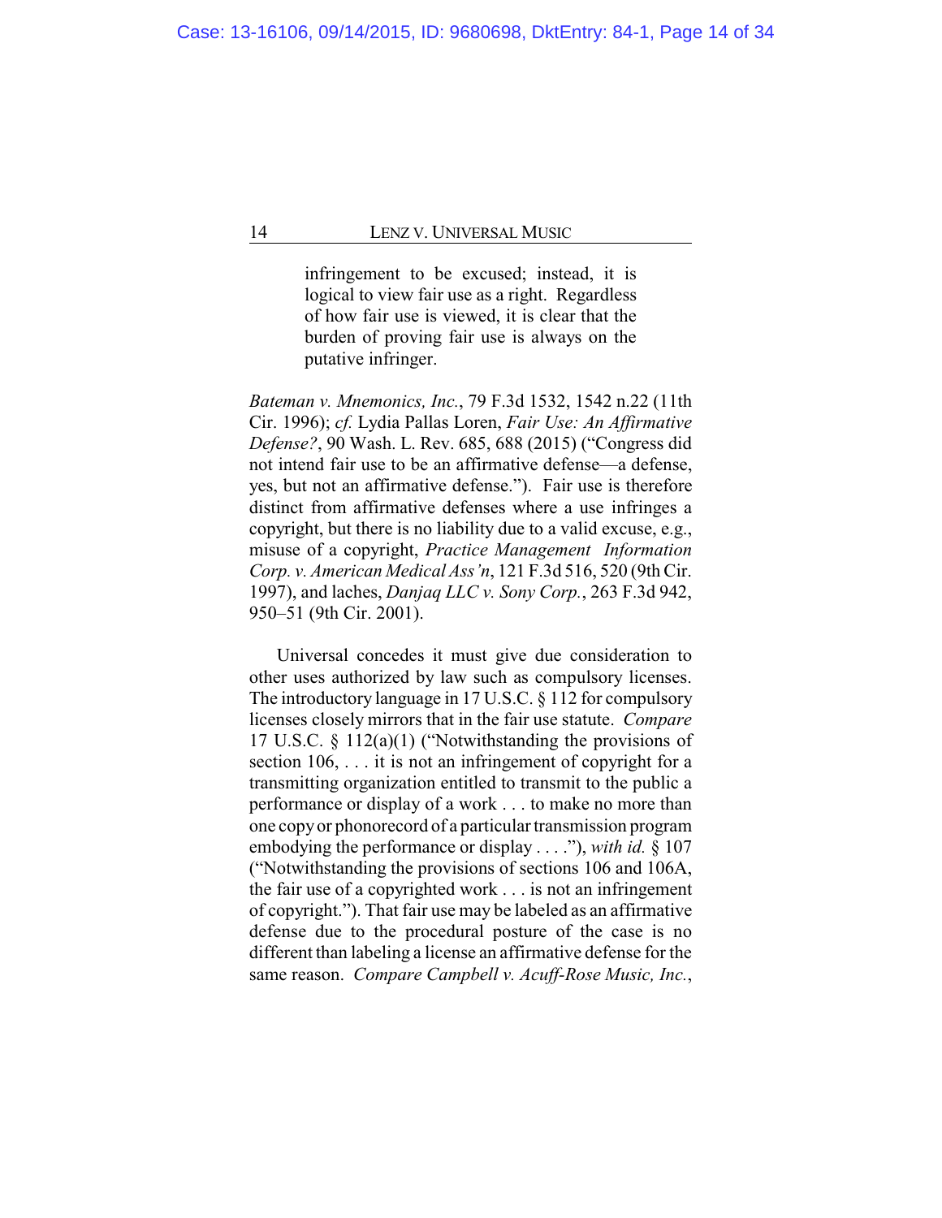> infringement to be excused; instead, it is logical to view fair use as a right. Regardless of how fair use is viewed, it is clear that the burden of proving fair use is always on the putative infringer.

*Bateman v. Mnemonics, Inc.*, 79 F.3d 1532, 1542 n.22 (11th Cir. 1996); *cf.* Lydia Pallas Loren, *Fair Use: An Affirmative Defense?*, 90 Wash. L. Rev. 685, 688 (2015) ("Congress did not intend fair use to be an affirmative defense—a defense, yes, but not an affirmative defense."). Fair use is therefore distinct from affirmative defenses where a use infringes a copyright, but there is no liability due to a valid excuse, e.g., misuse of a copyright, *Practice Management Information Corp. v. American Medical Ass'n*, 121 F.3d 516, 520 (9th Cir. 1997), and laches, *Danjaq LLC v. Sony Corp.*, 263 F.3d 942, 950–51 (9th Cir. 2001).

Universal concedes it must give due consideration to other uses authorized by law such as compulsory licenses. The introductory language in 17 U.S.C. § 112 for compulsory licenses closely mirrors that in the fair use statute. *Compare* 17 U.S.C. § 112(a)(1) ("Notwithstanding the provisions of section 106, . . . it is not an infringement of copyright for a transmitting organization entitled to transmit to the public a performance or display of a work . . . to make no more than one copy or phonorecord of a particular transmission program embodying the performance or display . . . ."), *with id.* § 107 ("Notwithstanding the provisions of sections 106 and 106A, the fair use of a copyrighted work . . . is not an infringement of copyright."). That fair use may be labeled as an affirmative defense due to the procedural posture of the case is no different than labeling a license an affirmative defense for the same reason. *Compare Campbell v. Acuff-Rose Music, Inc.*,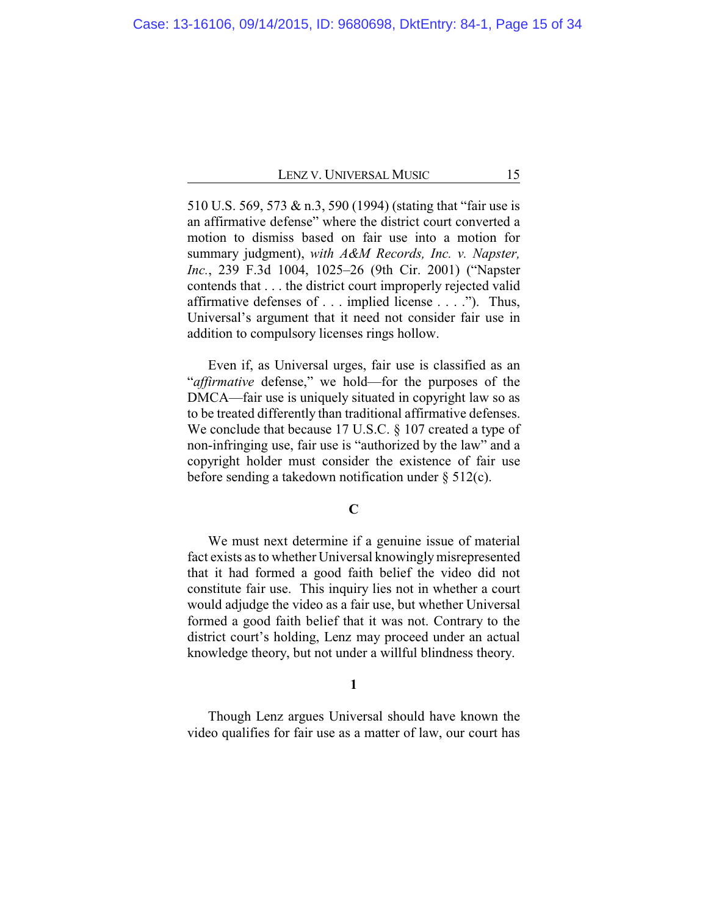510 U.S. 569, 573 & n.3, 590 (1994) (stating that "fair use is an affirmative defense" where the district court converted a motion to dismiss based on fair use into a motion for summary judgment), *with A&M Records, Inc. v. Napster, Inc.*, 239 F.3d 1004, 1025–26 (9th Cir. 2001) ("Napster contends that . . . the district court improperly rejected valid affirmative defenses of . . . implied license . . . ."). Thus, Universal's argument that it need not consider fair use in addition to compulsory licenses rings hollow.

Even if, as Universal urges, fair use is classified as an "*affirmative* defense," we hold—for the purposes of the DMCA—fair use is uniquely situated in copyright law so as to be treated differently than traditional affirmative defenses. We conclude that because 17 U.S.C. § 107 created a type of non-infringing use, fair use is "authorized by the law" and a copyright holder must consider the existence of fair use before sending a takedown notification under § 512(c).

### C

We must next determine if a genuine issue of material fact exists as to whether Universal knowingly misrepresented that it had formed a good faith belief the video did not constitute fair use. This inquiry lies not in whether a court would adjudge the video as a fair use, but whether Universal formed a good faith belief that it was not. Contrary to the district court's holding, Lenz may proceed under an actual knowledge theory, but not under a willful blindness theory.

#### 1

Though Lenz argues Universal should have known the video qualifies for fair use as a matter of law, our court has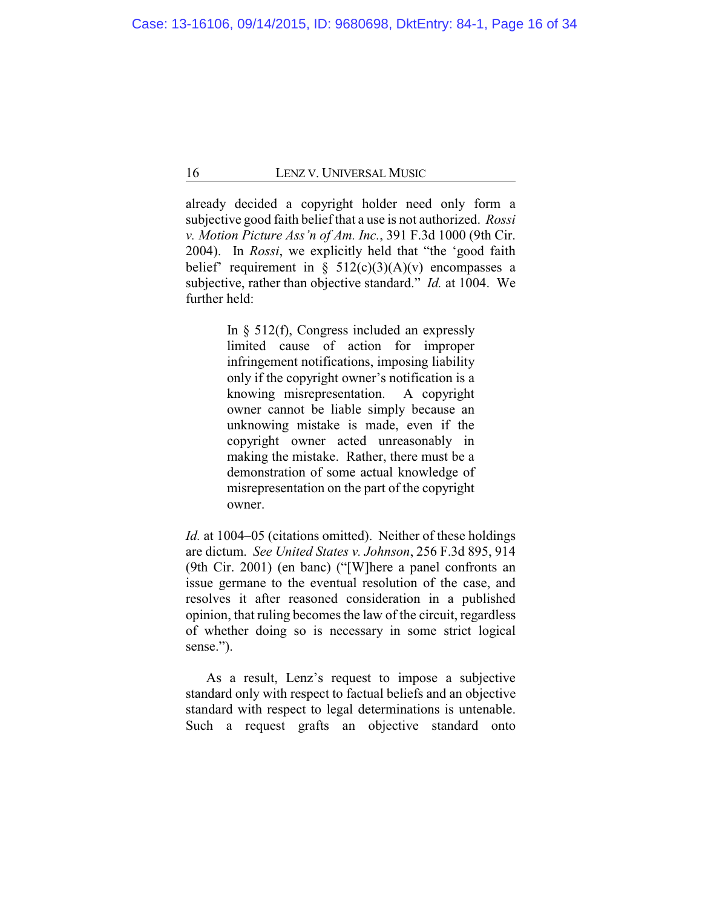already decided a copyright holder need only form a subjective good faith belief that a use is not authorized. *Rossi v. Motion Picture Ass'n of Am. Inc.*, 391 F.3d 1000 (9th Cir. 2004). In *Rossi*, we explicitly held that "the 'good faith belief' requirement in § 512(c)(3)(A)(v) encompasses a subjective, rather than objective standard." *Id.* at 1004. We further held:

> In § 512(f), Congress included an expressly limited cause of action for improper infringement notifications, imposing liability only if the copyright owner's notification is a knowing misrepresentation. A copyright owner cannot be liable simply because an unknowing mistake is made, even if the copyright owner acted unreasonably in making the mistake. Rather, there must be a demonstration of some actual knowledge of misrepresentation on the part of the copyright owner.

*Id.* at 1004–05 (citations omitted). Neither of these holdings are dictum. *See United States v. Johnson*, 256 F.3d 895, 914 (9th Cir. 2001) (en banc) ("[W]here a panel confronts an issue germane to the eventual resolution of the case, and resolves it after reasoned consideration in a published opinion, that ruling becomes the law of the circuit, regardless of whether doing so is necessary in some strict logical sense.").

As a result, Lenz's request to impose a subjective standard only with respect to factual beliefs and an objective standard with respect to legal determinations is untenable. Such a request grafts an objective standard onto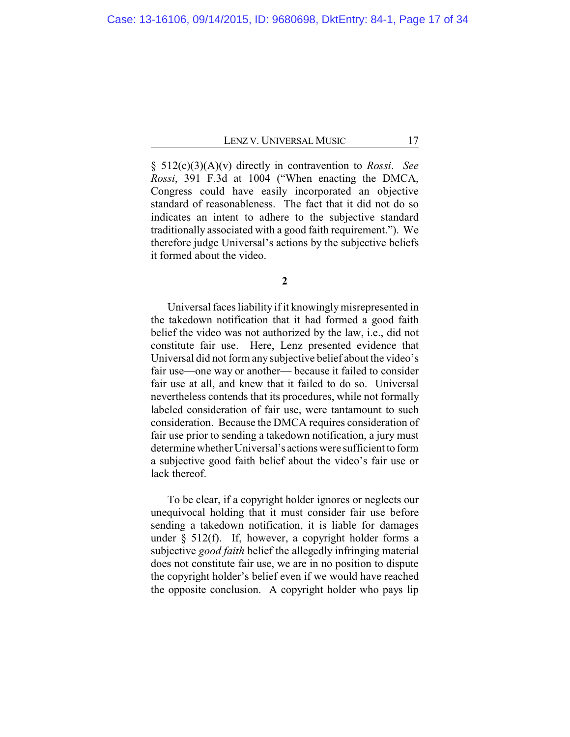§ 512(c)(3)(A)(v) directly in contravention to *Rossi*. *See Rossi*, 391 F.3d at 1004 ("When enacting the DMCA, Congress could have easily incorporated an objective standard of reasonableness. The fact that it did not do so indicates an intent to adhere to the subjective standard traditionally associated with a good faith requirement."). We therefore judge Universal's actions by the subjective beliefs it formed about the video.

**2**

Universal faces liability if it knowingly misrepresented in the takedown notification that it had formed a good faith belief the video was not authorized by the law, i.e., did not constitute fair use. Here, Lenz presented evidence that Universal did not form any subjective belief about the video's fair use—one way or another— because it failed to consider fair use at all, and knew that it failed to do so. Universal nevertheless contends that its procedures, while not formally labeled consideration of fair use, were tantamount to such consideration. Because the DMCA requires consideration of fair use prior to sending a takedown notification, a jury must determine whether Universal's actions were sufficient to form a subjective good faith belief about the video's fair use or lack thereof.

To be clear, if a copyright holder ignores or neglects our unequivocal holding that it must consider fair use before sending a takedown notification, it is liable for damages under § 512(f). If, however, a copyright holder forms a subjective *good faith* belief the allegedly infringing material does not constitute fair use, we are in no position to dispute the copyright holder's belief even if we would have reached the opposite conclusion. A copyright holder who pays lip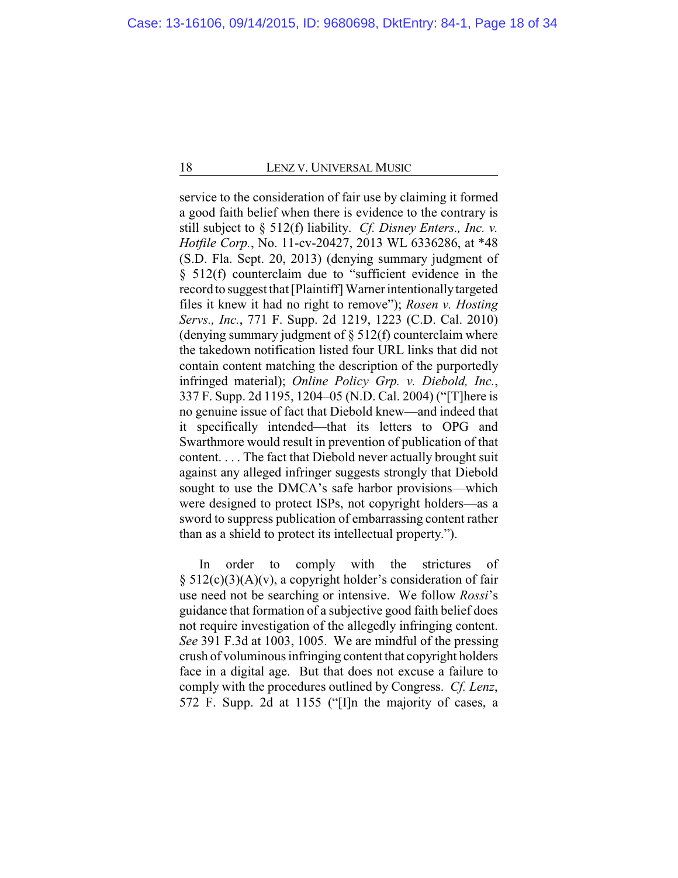service to the consideration of fair use by claiming it formed a good faith belief when there is evidence to the contrary is still subject to § 512(f) liability. *Cf. Disney Enters., Inc. v. Hotfile Corp.*, No. 11-cv-20427, 2013 WL 6336286, at *48 (S.D. Fla. Sept. 20, 2013) (denying summary judgment of § 512(f) counterclaim due to "sufficient evidence in the record to suggest that [Plaintiff] Warner intentionally targeted files it knew it had no right to remove"); *Rosen v. Hosting Servs., Inc.*, 771 F. Supp. 2d 1219, 1223 (C.D. Cal. 2010) (denying summary judgment of § 512(f) counterclaim where the takedown notification listed four URL links that did not contain content matching the description of the purportedly infringed material); *Online Policy Grp. v. Diebold, Inc.*, 337 F. Supp. 2d 1195, 1204–05 (N.D. Cal. 2004) ("[T]here is no genuine issue of fact that Diebold knew—and indeed that it specifically intended—that its letters to OPG and Swarthmore would result in prevention of publication of that content. . . . The fact that Diebold never actually brought suit against any alleged infringer suggests strongly that Diebold sought to use the DMCA's safe harbor provisions—which were designed to protect ISPs, not copyright holders—as a sword to suppress publication of embarrassing content rather than as a shield to protect its intellectual property.").

In order to comply with the strictures of § 512(c)(3)(A)(v), a copyright holder's consideration of fair use need not be searching or intensive. We follow *Rossi*'s guidance that formation of a subjective good faith belief does not require investigation of the allegedly infringing content. *See* 391 F.3d at 1003, 1005. We are mindful of the pressing crush of voluminous infringing content that copyright holders face in a digital age. But that does not excuse a failure to comply with the procedures outlined by Congress. *Cf. Lenz*, 572 F. Supp. 2d at 1155 ("[I]n the majority of cases, a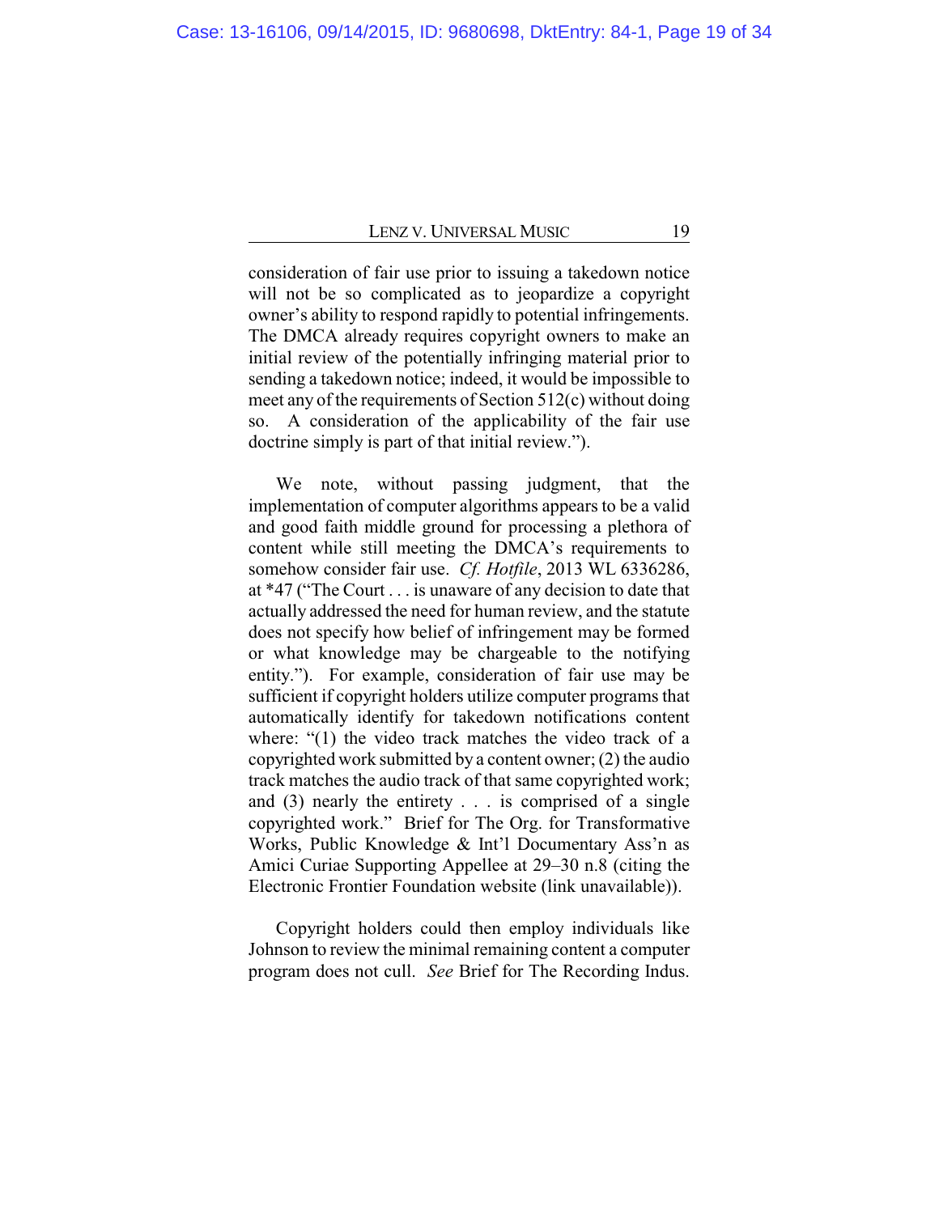consideration of fair use prior to issuing a takedown notice will not be so complicated as to jeopardize a copyright owner's ability to respond rapidly to potential infringements. The DMCA already requires copyright owners to make an initial review of the potentially infringing material prior to sending a takedown notice; indeed, it would be impossible to meet any of the requirements of Section 512(c) without doing so. A consideration of the applicability of the fair use doctrine simply is part of that initial review.").

We note, without passing judgment, that the implementation of computer algorithms appears to be a valid and good faith middle ground for processing a plethora of content while still meeting the DMCA's requirements to somehow consider fair use. *Cf. Hotfile*, 2013 WL 6336286, at *47 ("The Court . . . is unaware of any decision to date that actually addressed the need for human review, and the statute does not specify how belief of infringement may be formed or what knowledge may be chargeable to the notifying entity."). For example, consideration of fair use may be sufficient if copyright holders utilize computer programs that automatically identify for takedown notifications content where: "(1) the video track matches the video track of a copyrighted work submitted by a content owner; (2) the audio track matches the audio track of that same copyrighted work; and (3) nearly the entirety . . . is comprised of a single copyrighted work." Brief for The Org. for Transformative Works, Public Knowledge & Int'l Documentary Ass'n as Amici Curiae Supporting Appellee at 29–30 n.8 (citing the Electronic Frontier Foundation website (link unavailable)).

Copyright holders could then employ individuals like Johnson to review the minimal remaining content a computer program does not cull. *See* Brief for The Recording Indus.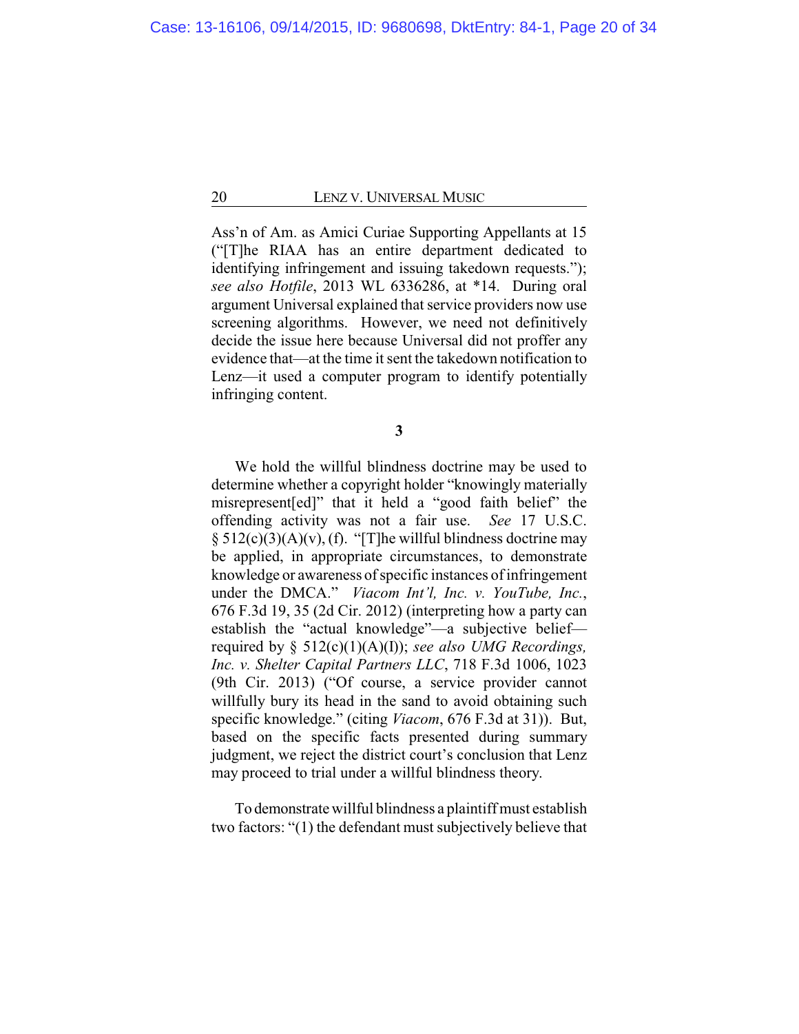Ass'n of Am. as Amici Curiae Supporting Appellants at 15 ("[T]he RIAA has an entire department dedicated to identifying infringement and issuing takedown requests."); *see also Hotfile*, 2013 WL 6336286, at *14. During oral argument Universal explained that service providers now use screening algorithms. However, we need not definitively decide the issue here because Universal did not proffer any evidence that—at the time it sent the takedown notification to Lenz—it used a computer program to identify potentially infringing content.

**3**

We hold the willful blindness doctrine may be used to determine whether a copyright holder "knowingly materially misrepresent[ed]" that it held a "good faith belief" the offending activity was not a fair use. *See* 17 U.S.C. § 512(c)(3)(A)(v), (f). "[T]he willful blindness doctrine may be applied, in appropriate circumstances, to demonstrate knowledge or awareness of specific instances of infringement under the DMCA." *Viacom Int'l, Inc. v. YouTube, Inc.*, 676 F.3d 19, 35 (2d Cir. 2012) (interpreting how a party can establish the "actual knowledge"—a subjective belief—required by § 512(c)(1)(A)(I)); *see also UMG Recordings, Inc. v. Shelter Capital Partners LLC*, 718 F.3d 1006, 1023 (9th Cir. 2013) ("Of course, a service provider cannot willfully bury its head in the sand to avoid obtaining such specific knowledge." (citing *Viacom*, 676 F.3d at 31)). But, based on the specific facts presented during summary judgment, we reject the district court's conclusion that Lenz may proceed to trial under a willful blindness theory.

To demonstrate willful blindness a plaintiff must establish two factors: "(1) the defendant must subjectively believe that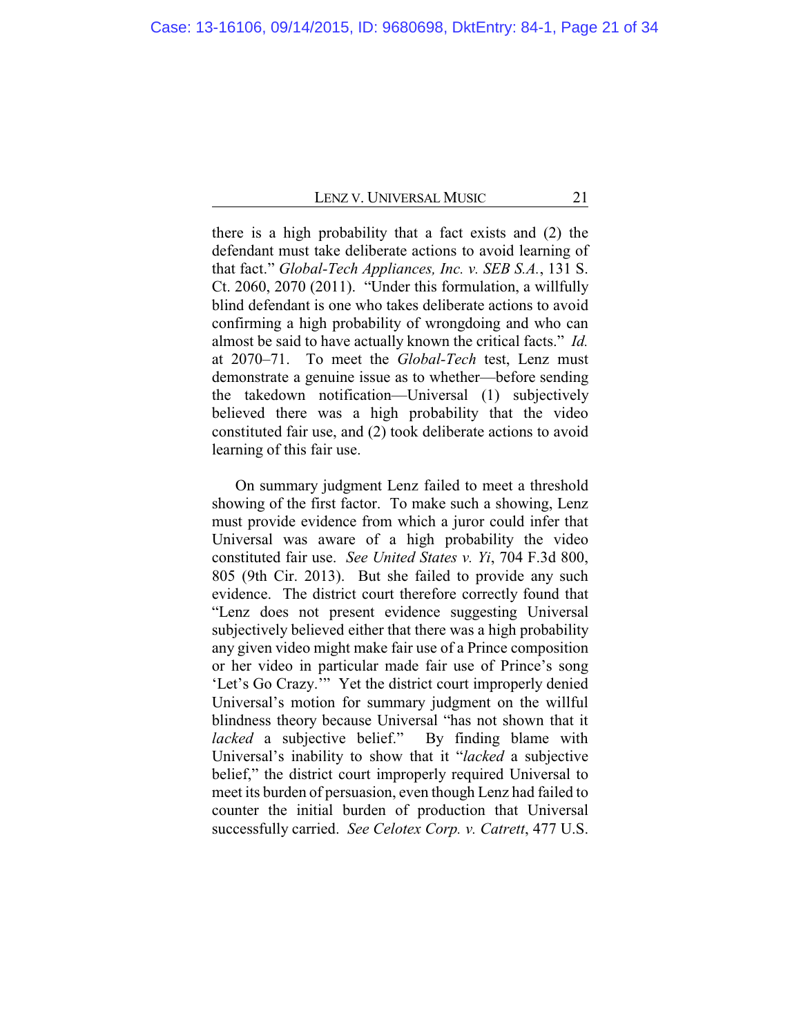there is a high probability that a fact exists and (2) the defendant must take deliberate actions to avoid learning of that fact." *Global-Tech Appliances, Inc. v. SEB S.A.*, 131 S. Ct. 2060, 2070 (2011). "Under this formulation, a willfully blind defendant is one who takes deliberate actions to avoid confirming a high probability of wrongdoing and who can almost be said to have actually known the critical facts." *Id.* at 2070–71. To meet the *Global-Tech* test, Lenz must demonstrate a genuine issue as to whether—before sending the takedown notification—Universal (1) subjectively believed there was a high probability that the video constituted fair use, and (2) took deliberate actions to avoid learning of this fair use.

On summary judgment Lenz failed to meet a threshold showing of the first factor. To make such a showing, Lenz must provide evidence from which a juror could infer that Universal was aware of a high probability the video constituted fair use. *See United States v. Yi*, 704 F.3d 800, 805 (9th Cir. 2013). But she failed to provide any such evidence. The district court therefore correctly found that "Lenz does not present evidence suggesting Universal subjectively believed either that there was a high probability any given video might make fair use of a Prince composition or her video in particular made fair use of Prince's song 'Let's Go Crazy.'" Yet the district court improperly denied Universal's motion for summary judgment on the willful blindness theory because Universal "has not shown that it *lacked* a subjective belief." By finding blame with Universal's inability to show that it "*lacked* a subjective belief," the district court improperly required Universal to meet its burden of persuasion, even though Lenz had failed to counter the initial burden of production that Universal successfully carried. *See Celotex Corp. v. Catrett*, 477 U.S.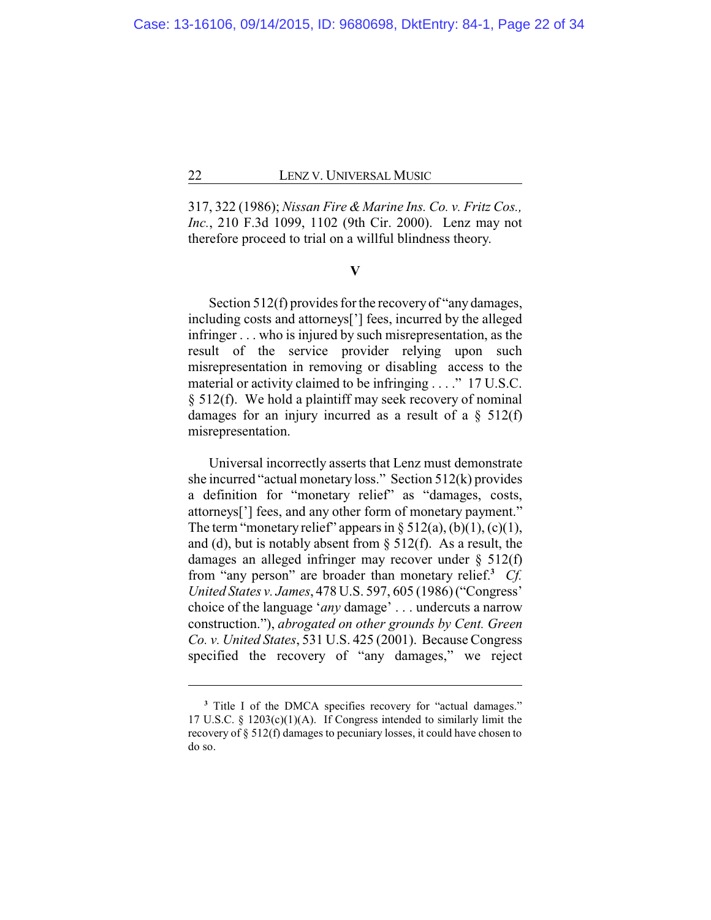317, 322 (1986); *Nissan Fire & Marine Ins. Co. v. Fritz Cos., Inc.*, 210 F.3d 1099, 1102 (9th Cir. 2000). Lenz may not therefore proceed to trial on a willful blindness theory.

## V

Section 512(f) provides for the recovery of "any damages, including costs and attorneys['] fees, incurred by the alleged infringer . . . who is injured by such misrepresentation, as the result of the service provider relying upon such misrepresentation in removing or disabling access to the material or activity claimed to be infringing . . . ." 17 U.S.C. § 512(f). We hold a plaintiff may seek recovery of nominal damages for an injury incurred as a result of a § 512(f) misrepresentation.

Universal incorrectly asserts that Lenz must demonstrate she incurred "actual monetary loss." Section 512(k) provides a definition for "monetary relief" as "damages, costs, attorneys['] fees, and any other form of monetary payment." The term "monetary relief" appears in § 512(a), (b)(1), (c)(1), and (d), but is notably absent from § 512(f). As a result, the damages an alleged infringer may recover under § 512(f) from "any person" are broader than monetary relief.[3] *Cf. United States v. James*, 478 U.S. 597, 605 (1986) ("Congress' choice of the language '*any* damage' . . . undercuts a narrow construction."), *abrogated on other grounds by Cent. Green Co. v. United States*, 531 U.S. 425 (2001). Because Congress specified the recovery of "any damages," we reject

---

[3] Title I of the DMCA specifies recovery for "actual damages." 17 U.S.C. § 1203(c)(1)(A). If Congress intended to similarly limit the recovery of § 512(f) damages to pecuniary losses, it could have chosen to do so.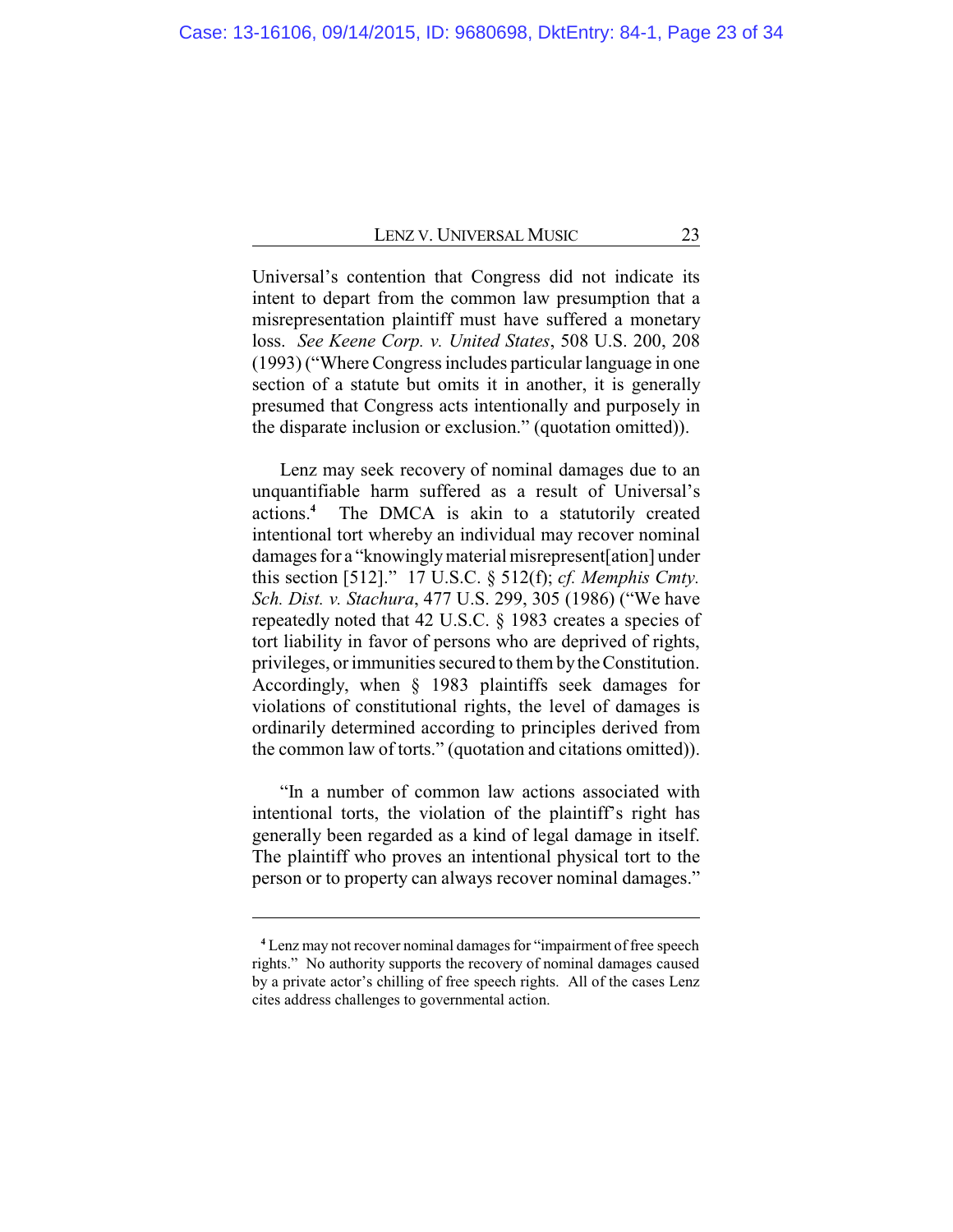Universal's contention that Congress did not indicate its intent to depart from the common law presumption that a misrepresentation plaintiff must have suffered a monetary loss. *See Keene Corp. v. United States*, 508 U.S. 200, 208 (1993) ("Where Congress includes particular language in one section of a statute but omits it in another, it is generally presumed that Congress acts intentionally and purposely in the disparate inclusion or exclusion." (quotation omitted)).

Lenz may seek recovery of nominal damages due to an unquantifiable harm suffered as a result of Universal's actions.[4] The DMCA is akin to a statutorily created intentional tort whereby an individual may recover nominal damages for a "knowingly material misrepresent[ation] under this section [512]." 17 U.S.C. § 512(f); *cf. Memphis Cmty. Sch. Dist. v. Stachura*, 477 U.S. 299, 305 (1986) ("We have repeatedly noted that 42 U.S.C. § 1983 creates a species of tort liability in favor of persons who are deprived of rights, privileges, or immunities secured to them by the Constitution. Accordingly, when § 1983 plaintiffs seek damages for violations of constitutional rights, the level of damages is ordinarily determined according to principles derived from the common law of torts." (quotation and citations omitted)).

"In a number of common law actions associated with intentional torts, the violation of the plaintiff's right has generally been regarded as a kind of legal damage in itself. The plaintiff who proves an intentional physical tort to the person or to property can always recover nominal damages."

---

[4] Lenz may not recover nominal damages for "impairment of free speech rights." No authority supports the recovery of nominal damages caused by a private actor's chilling of free speech rights. All of the cases Lenz cites address challenges to governmental action.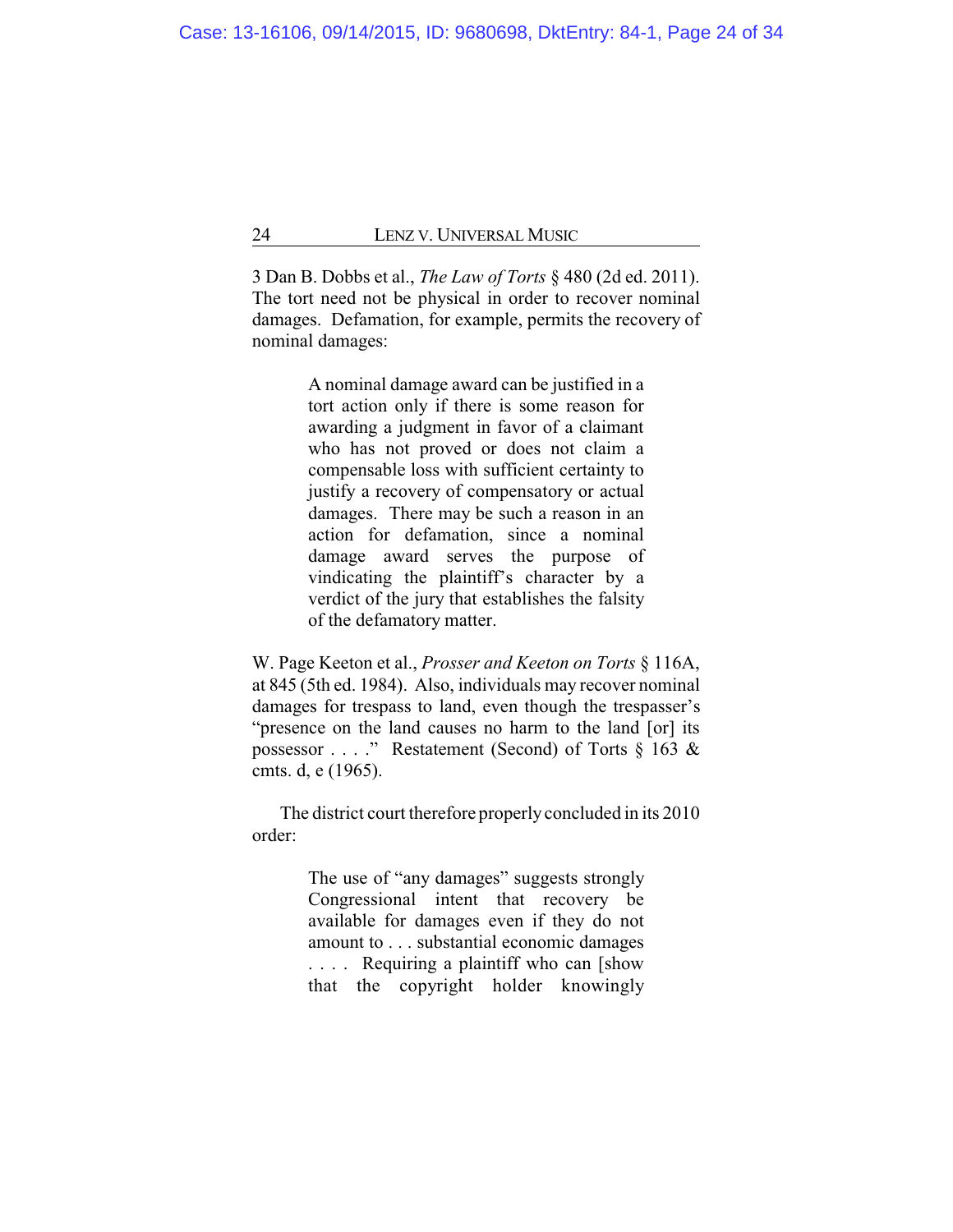3 Dan B. Dobbs et al., *The Law of Torts* § 480 (2d ed. 2011). The tort need not be physical in order to recover nominal damages. Defamation, for example, permits the recovery of nominal damages:

> A nominal damage award can be justified in a tort action only if there is some reason for awarding a judgment in favor of a claimant who has not proved or does not claim a compensable loss with sufficient certainty to justify a recovery of compensatory or actual damages. There may be such a reason in an action for defamation, since a nominal damage award serves the purpose of vindicating the plaintiff's character by a verdict of the jury that establishes the falsity of the defamatory matter.

W. Page Keeton et al., *Prosser and Keeton on Torts* § 116A, at 845 (5th ed. 1984). Also, individuals may recover nominal damages for trespass to land, even though the trespasser's "presence on the land causes no harm to the land [or] its possessor . . . ." Restatement (Second) of Torts § 163 & cmts. d, e (1965).

The district court therefore properly concluded in its 2010 order:

> The use of "any damages" suggests strongly Congressional intent that recovery be available for damages even if they do not amount to . . . substantial economic damages . . . . Requiring a plaintiff who can [show that the copyright holder knowingly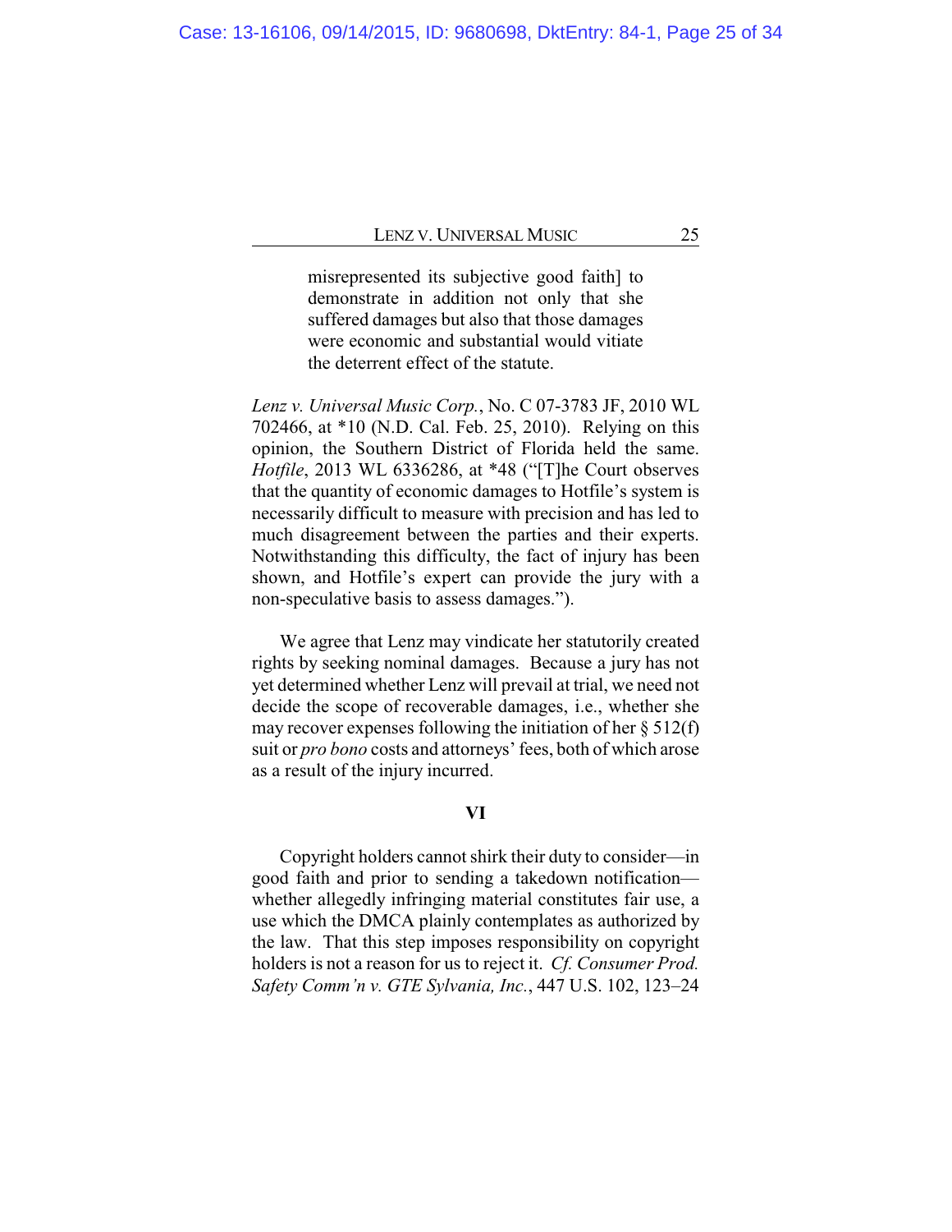> misrepresented its subjective good faith] to demonstrate in addition not only that she suffered damages but also that those damages were economic and substantial would vitiate the deterrent effect of the statute.

*Lenz v. Universal Music Corp.*, No. C 07-3783 JF, 2010 WL 702466, at *10 (N.D. Cal. Feb. 25, 2010). Relying on this opinion, the Southern District of Florida held the same. *Hotfile*, 2013 WL 6336286, at *48 ("[T]he Court observes that the quantity of economic damages to Hotfile's system is necessarily difficult to measure with precision and has led to much disagreement between the parties and their experts. Notwithstanding this difficulty, the fact of injury has been shown, and Hotfile's expert can provide the jury with a non-speculative basis to assess damages.").

We agree that Lenz may vindicate her statutorily created rights by seeking nominal damages. Because a jury has not yet determined whether Lenz will prevail at trial, we need not decide the scope of recoverable damages, i.e., whether she may recover expenses following the initiation of her § 512(f) suit or *pro bono* costs and attorneys' fees, both of which arose as a result of the injury incurred.

## VI

Copyright holders cannot shirk their duty to consider—in good faith and prior to sending a takedown notification—whether allegedly infringing material constitutes fair use, a use which the DMCA plainly contemplates as authorized by the law. That this step imposes responsibility on copyright holders is not a reason for us to reject it. *Cf. Consumer Prod. Safety Comm'n v. GTE Sylvania, Inc.*, 447 U.S. 102, 123–24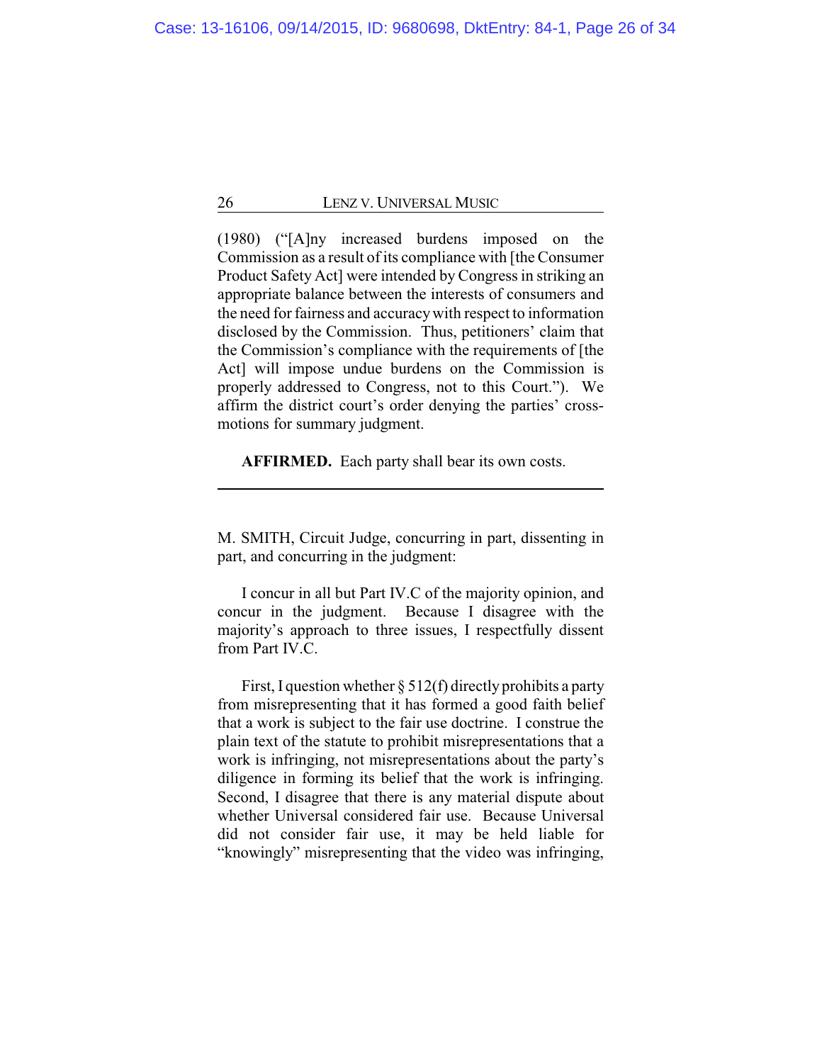(1980) ("[A]ny increased burdens imposed on the Commission as a result of its compliance with [the Consumer Product Safety Act] were intended by Congress in striking an appropriate balance between the interests of consumers and the need for fairness and accuracy with respect to information disclosed by the Commission. Thus, petitioners' claim that the Commission's compliance with the requirements of [the Act] will impose undue burdens on the Commission is properly addressed to Congress, not to this Court."). We affirm the district court's order denying the parties' cross-motions for summary judgment.

**AFFIRMED.** Each party shall bear its own costs.

---

M. SMITH, Circuit Judge, concurring in part, dissenting in part, and concurring in the judgment:

I concur in all but Part IV.C of the majority opinion, and concur in the judgment. Because I disagree with the majority's approach to three issues, I respectfully dissent from Part IV.C.

First, I question whether § 512(f) directly prohibits a party from misrepresenting that it has formed a good faith belief that a work is subject to the fair use doctrine. I construe the plain text of the statute to prohibit misrepresentations that a work is infringing, not misrepresentations about the party's diligence in forming its belief that the work is infringing. Second, I disagree that there is any material dispute about whether Universal considered fair use. Because Universal did not consider fair use, it may be held liable for "knowingly" misrepresenting that the video was infringing,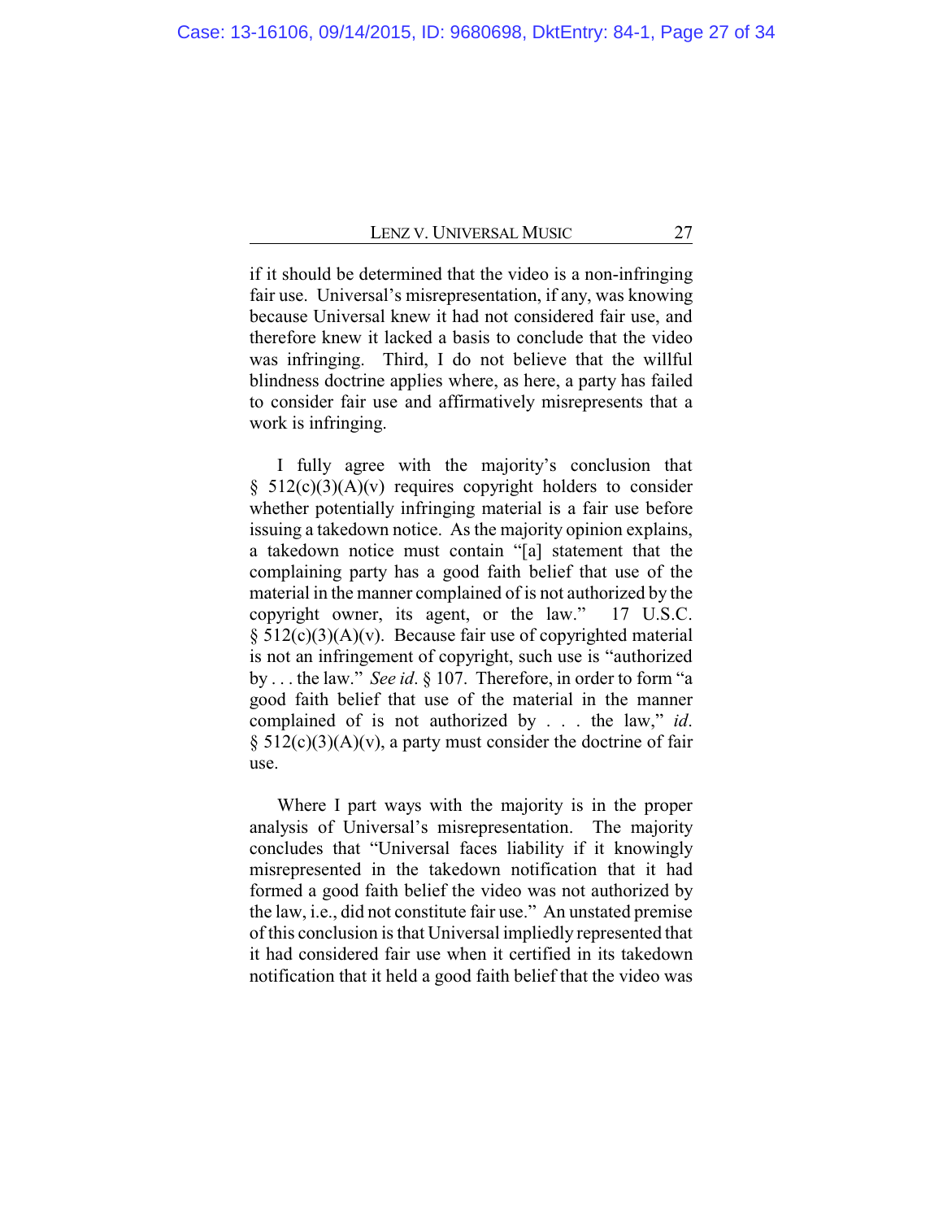if it should be determined that the video is a non-infringing fair use. Universal's misrepresentation, if any, was knowing because Universal knew it had not considered fair use, and therefore knew it lacked a basis to conclude that the video was infringing. Third, I do not believe that the willful blindness doctrine applies where, as here, a party has failed to consider fair use and affirmatively misrepresents that a work is infringing.

I fully agree with the majority's conclusion that § 512(c)(3)(A)(v) requires copyright holders to consider whether potentially infringing material is a fair use before issuing a takedown notice. As the majority opinion explains, a takedown notice must contain "[a] statement that the complaining party has a good faith belief that use of the material in the manner complained of is not authorized by the copyright owner, its agent, or the law." 17 U.S.C. § 512(c)(3)(A)(v). Because fair use of copyrighted material is not an infringement of copyright, such use is "authorized by . . . the law." *See id*. § 107. Therefore, in order to form "a good faith belief that use of the material in the manner complained of is not authorized by . . . the law," *id*. § 512(c)(3)(A)(v), a party must consider the doctrine of fair use.

Where I part ways with the majority is in the proper analysis of Universal's misrepresentation. The majority concludes that "Universal faces liability if it knowingly misrepresented in the takedown notification that it had formed a good faith belief the video was not authorized by the law, i.e., did not constitute fair use." An unstated premise of this conclusion is that Universal impliedly represented that it had considered fair use when it certified in its takedown notification that it held a good faith belief that the video was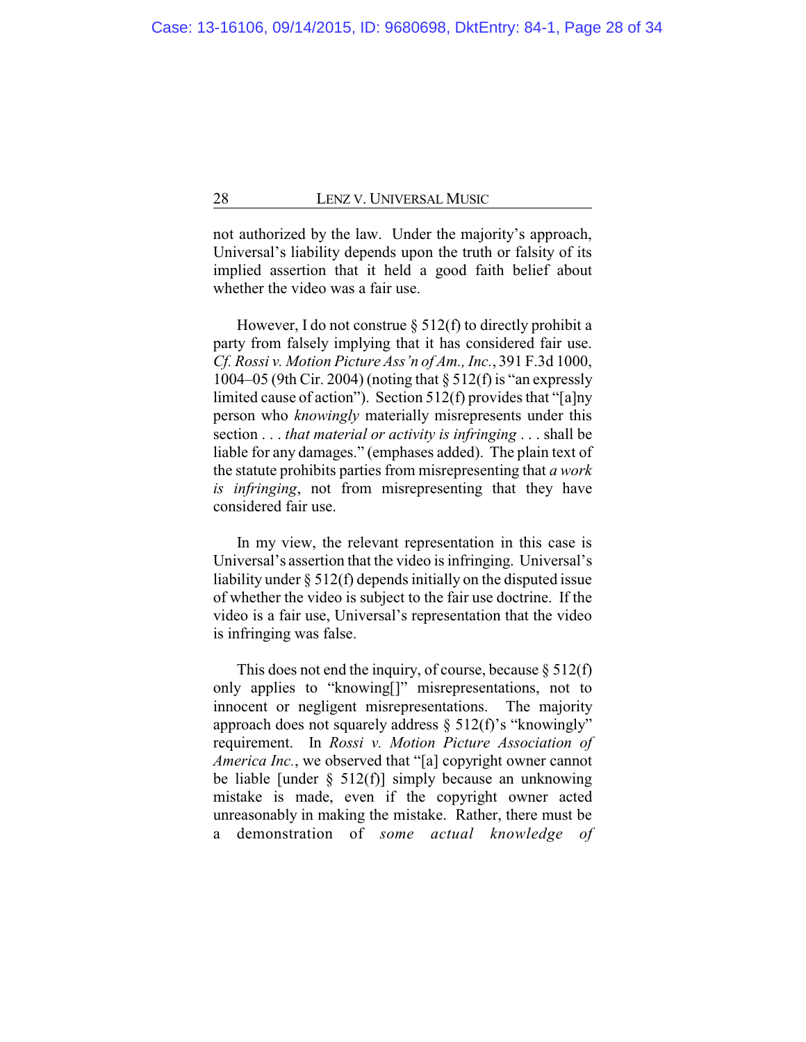not authorized by the law. Under the majority's approach, Universal's liability depends upon the truth or falsity of its implied assertion that it held a good faith belief about whether the video was a fair use.

However, I do not construe § 512(f) to directly prohibit a party from falsely implying that it has considered fair use. *Cf. Rossi v. Motion Picture Ass'n of Am., Inc.*, 391 F.3d 1000, 1004–05 (9th Cir. 2004) (noting that § 512(f) is "an expressly limited cause of action"). Section 512(f) provides that "[a]ny person who *knowingly* materially misrepresents under this section . . . *that material or activity is infringing* . . . shall be liable for any damages." (emphases added). The plain text of the statute prohibits parties from misrepresenting that *a work is infringing*, not from misrepresenting that they have considered fair use.

In my view, the relevant representation in this case is Universal's assertion that the video is infringing. Universal's liability under § 512(f) depends initially on the disputed issue of whether the video is subject to the fair use doctrine. If the video is a fair use, Universal's representation that the video is infringing was false.

This does not end the inquiry, of course, because § 512(f) only applies to "knowing[]" misrepresentations, not to innocent or negligent misrepresentations. The majority approach does not squarely address § 512(f)'s "knowingly" requirement. In *Rossi v. Motion Picture Association of America Inc.*, we observed that "[a] copyright owner cannot be liable [under § 512(f)] simply because an unknowing mistake is made, even if the copyright owner acted unreasonably in making the mistake. Rather, there must be a demonstration of *some actual knowledge of*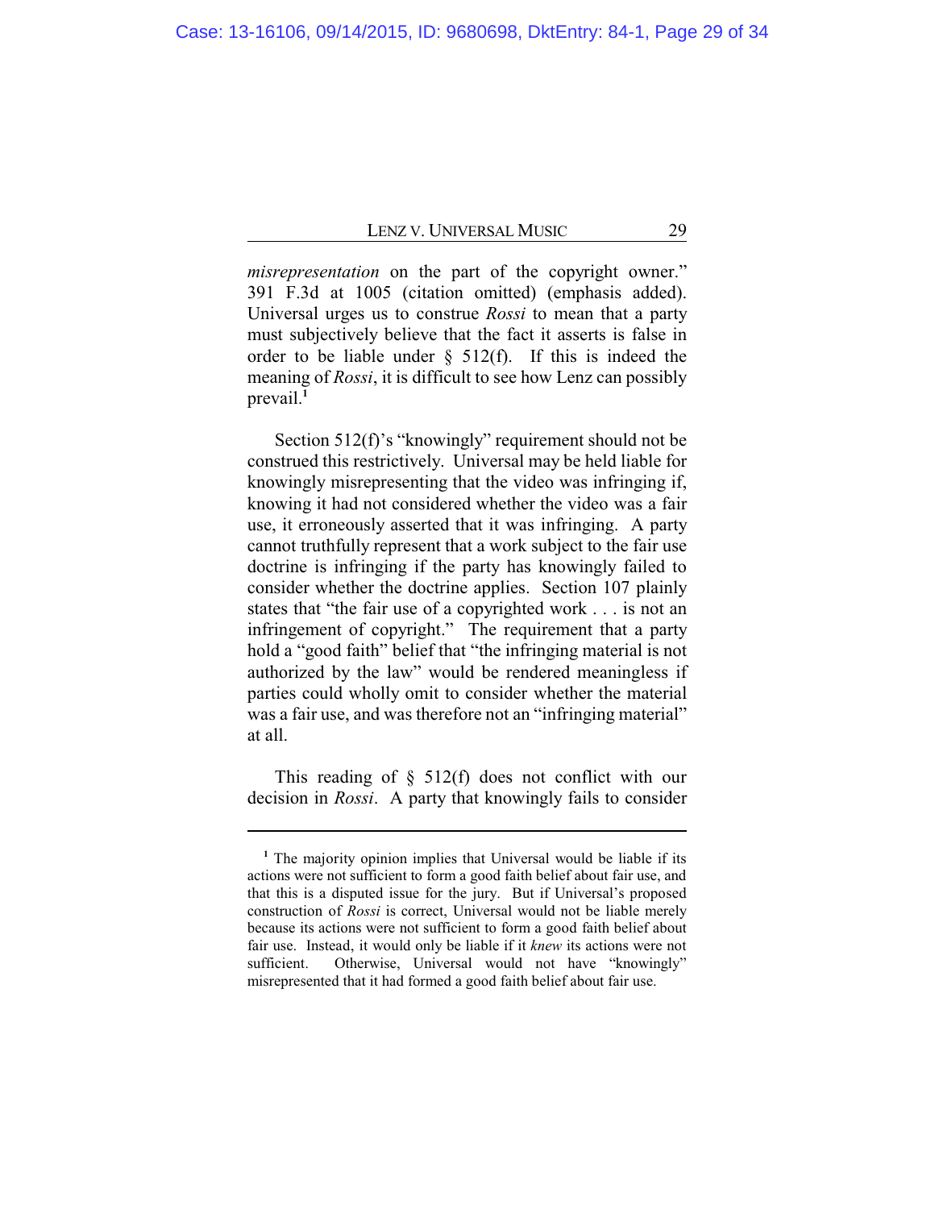*misrepresentation* on the part of the copyright owner." 391 F.3d at 1005 (citation omitted) (emphasis added). Universal urges us to construe *Rossi* to mean that a party must subjectively believe that the fact it asserts is false in order to be liable under § 512(f). If this is indeed the meaning of *Rossi*, it is difficult to see how Lenz can possibly prevail.[1]

Section 512(f)'s "knowingly" requirement should not be construed this restrictively. Universal may be held liable for knowingly misrepresenting that the video was infringing if, knowing it had not considered whether the video was a fair use, it erroneously asserted that it was infringing. A party cannot truthfully represent that a work subject to the fair use doctrine is infringing if the party has knowingly failed to consider whether the doctrine applies. Section 107 plainly states that "the fair use of a copyrighted work . . . is not an infringement of copyright." The requirement that a party hold a "good faith" belief that "the infringing material is not authorized by the law" would be rendered meaningless if parties could wholly omit to consider whether the material was a fair use, and was therefore not an "infringing material" at all.

This reading of § 512(f) does not conflict with our decision in *Rossi*. A party that knowingly fails to consider

---

[1] The majority opinion implies that Universal would be liable if its actions were not sufficient to form a good faith belief about fair use, and that this is a disputed issue for the jury. But if Universal's proposed construction of *Rossi* is correct, Universal would not be liable merely because its actions were not sufficient to form a good faith belief about fair use. Instead, it would only be liable if it *knew* its actions were not sufficient. Otherwise, Universal would not have "knowingly" misrepresented that it had formed a good faith belief about fair use.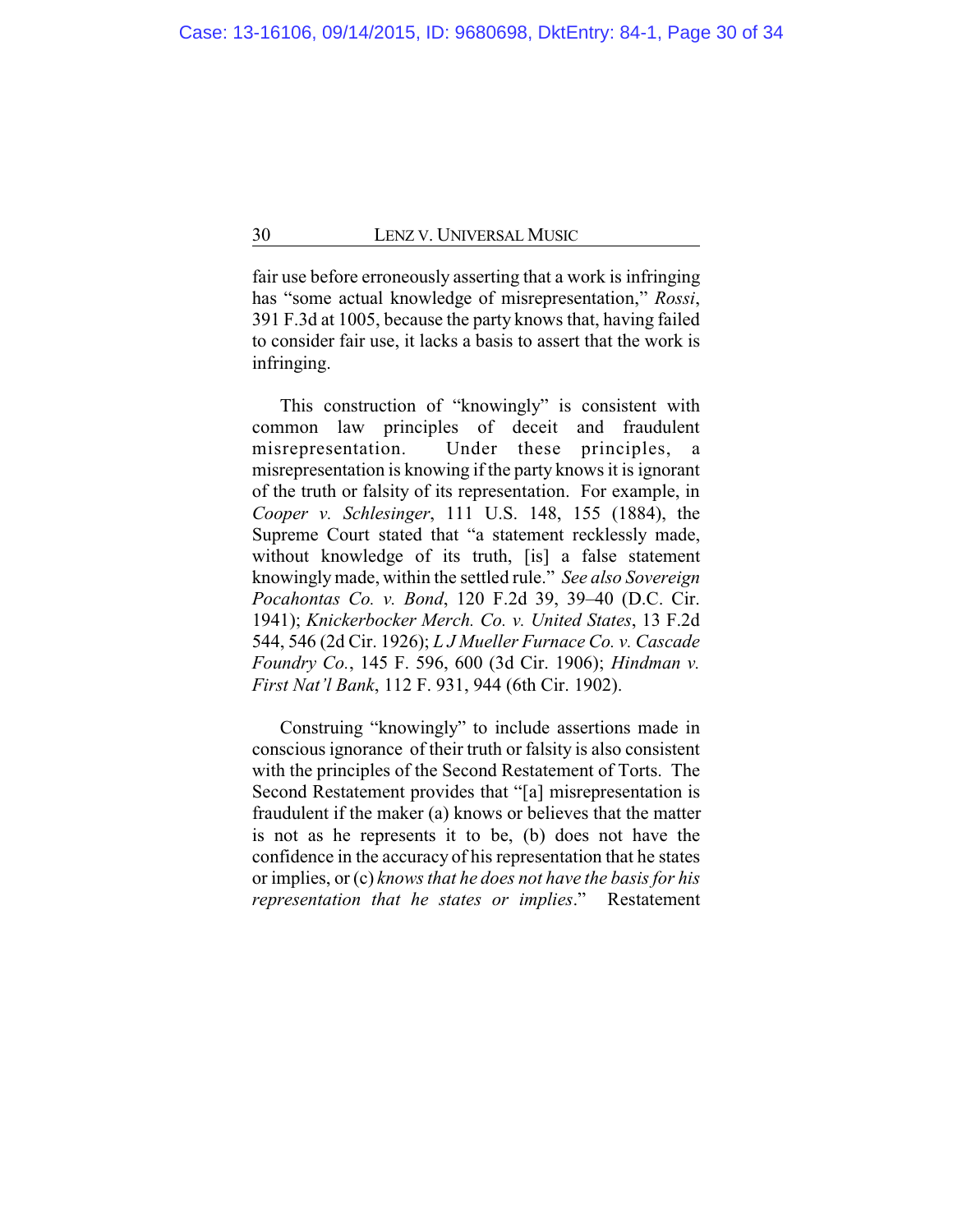fair use before erroneously asserting that a work is infringing has "some actual knowledge of misrepresentation," *Rossi*, 391 F.3d at 1005, because the party knows that, having failed to consider fair use, it lacks a basis to assert that the work is infringing.

This construction of "knowingly" is consistent with common law principles of deceit and fraudulent misrepresentation. Under these principles, a misrepresentation is knowing if the party knows it is ignorant of the truth or falsity of its representation. For example, in *Cooper v. Schlesinger*, 111 U.S. 148, 155 (1884), the Supreme Court stated that "a statement recklessly made, without knowledge of its truth, [is] a false statement knowingly made, within the settled rule." *See also Sovereign Pocahontas Co. v. Bond*, 120 F.2d 39, 39–40 (D.C. Cir. 1941); *Knickerbocker Merch. Co. v. United States*, 13 F.2d 544, 546 (2d Cir. 1926); *L J Mueller Furnace Co. v. Cascade Foundry Co.*, 145 F. 596, 600 (3d Cir. 1906); *Hindman v. First Nat'l Bank*, 112 F. 931, 944 (6th Cir. 1902).

Construing "knowingly" to include assertions made in conscious ignorance of their truth or falsity is also consistent with the principles of the Second Restatement of Torts. The Second Restatement provides that "[a] misrepresentation is fraudulent if the maker (a) knows or believes that the matter is not as he represents it to be, (b) does not have the confidence in the accuracy of his representation that he states or implies, or (c) *knows that he does not have the basis for his representation that he states or implies*." Restatement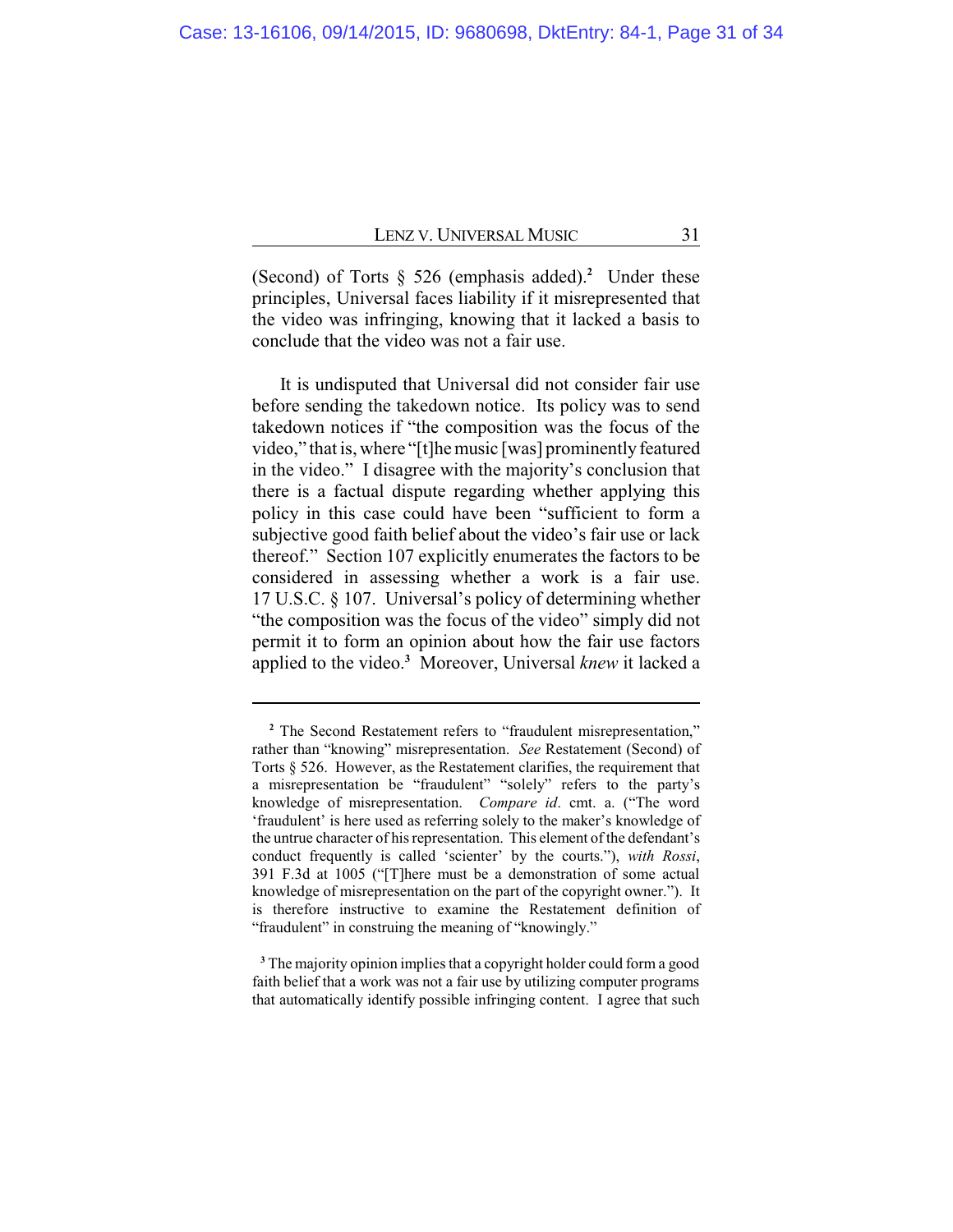(Second) of Torts § 526 (emphasis added).[2] Under these principles, Universal faces liability if it misrepresented that the video was infringing, knowing that it lacked a basis to conclude that the video was not a fair use.

It is undisputed that Universal did not consider fair use before sending the takedown notice. Its policy was to send takedown notices if "the composition was the focus of the video," that is, where "[t]he music [was] prominently featured in the video." I disagree with the majority's conclusion that there is a factual dispute regarding whether applying this policy in this case could have been "sufficient to form a subjective good faith belief about the video's fair use or lack thereof." Section 107 explicitly enumerates the factors to be considered in assessing whether a work is a fair use. 17 U.S.C. § 107. Universal's policy of determining whether "the composition was the focus of the video" simply did not permit it to form an opinion about how the fair use factors applied to the video.[3] Moreover, Universal *knew* it lacked a

---

[2] The Second Restatement refers to "fraudulent misrepresentation," rather than "knowing" misrepresentation. *See* Restatement (Second) of Torts § 526. However, as the Restatement clarifies, the requirement that a misrepresentation be "fraudulent" "solely" refers to the party's knowledge of misrepresentation. *Compare id*. cmt. a. ("The word 'fraudulent' is here used as referring solely to the maker's knowledge of the untrue character of his representation. This element of the defendant's conduct frequently is called 'scienter' by the courts."), *with Rossi*, 391 F.3d at 1005 ("[T]here must be a demonstration of some actual knowledge of misrepresentation on the part of the copyright owner."). It is therefore instructive to examine the Restatement definition of "fraudulent" in construing the meaning of "knowingly."

[3] The majority opinion implies that a copyright holder could form a good faith belief that a work was not a fair use by utilizing computer programs that automatically identify possible infringing content. I agree that such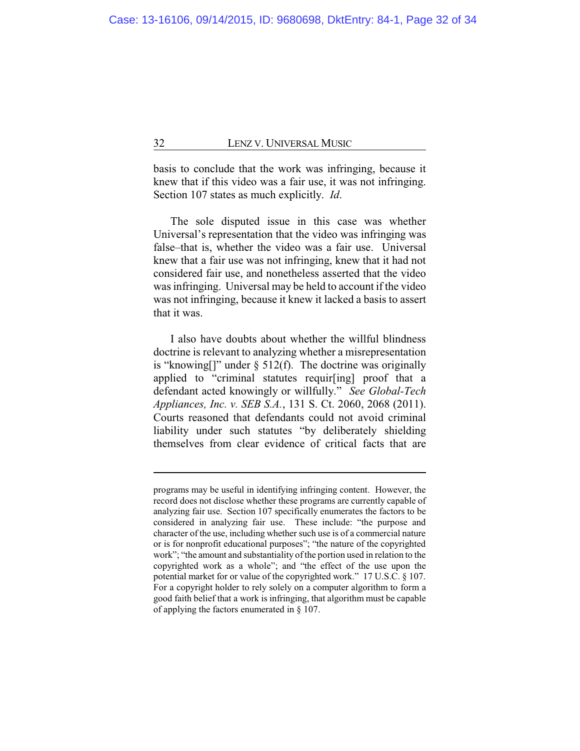basis to conclude that the work was infringing, because it knew that if this video was a fair use, it was not infringing. Section 107 states as much explicitly. *Id*.

The sole disputed issue in this case was whether Universal's representation that the video was infringing was false–that is, whether the video was a fair use. Universal knew that a fair use was not infringing, knew that it had not considered fair use, and nonetheless asserted that the video was infringing. Universal may be held to account if the video was not infringing, because it knew it lacked a basis to assert that it was.

I also have doubts about whether the willful blindness doctrine is relevant to analyzing whether a misrepresentation is "knowing[]" under § 512(f). The doctrine was originally applied to "criminal statutes requir[ing] proof that a defendant acted knowingly or willfully." *See Global-Tech Appliances, Inc. v. SEB S.A.*, 131 S. Ct. 2060, 2068 (2011). Courts reasoned that defendants could not avoid criminal liability under such statutes "by deliberately shielding themselves from clear evidence of critical facts that are

---

programs may be useful in identifying infringing content. However, the record does not disclose whether these programs are currently capable of analyzing fair use. Section 107 specifically enumerates the factors to be considered in analyzing fair use. These include: "the purpose and character of the use, including whether such use is of a commercial nature or is for nonprofit educational purposes"; "the nature of the copyrighted work"; "the amount and substantiality of the portion used in relation to the copyrighted work as a whole"; and "the effect of the use upon the potential market for or value of the copyrighted work." 17 U.S.C. § 107. For a copyright holder to rely solely on a computer algorithm to form a good faith belief that a work is infringing, that algorithm must be capable of applying the factors enumerated in § 107.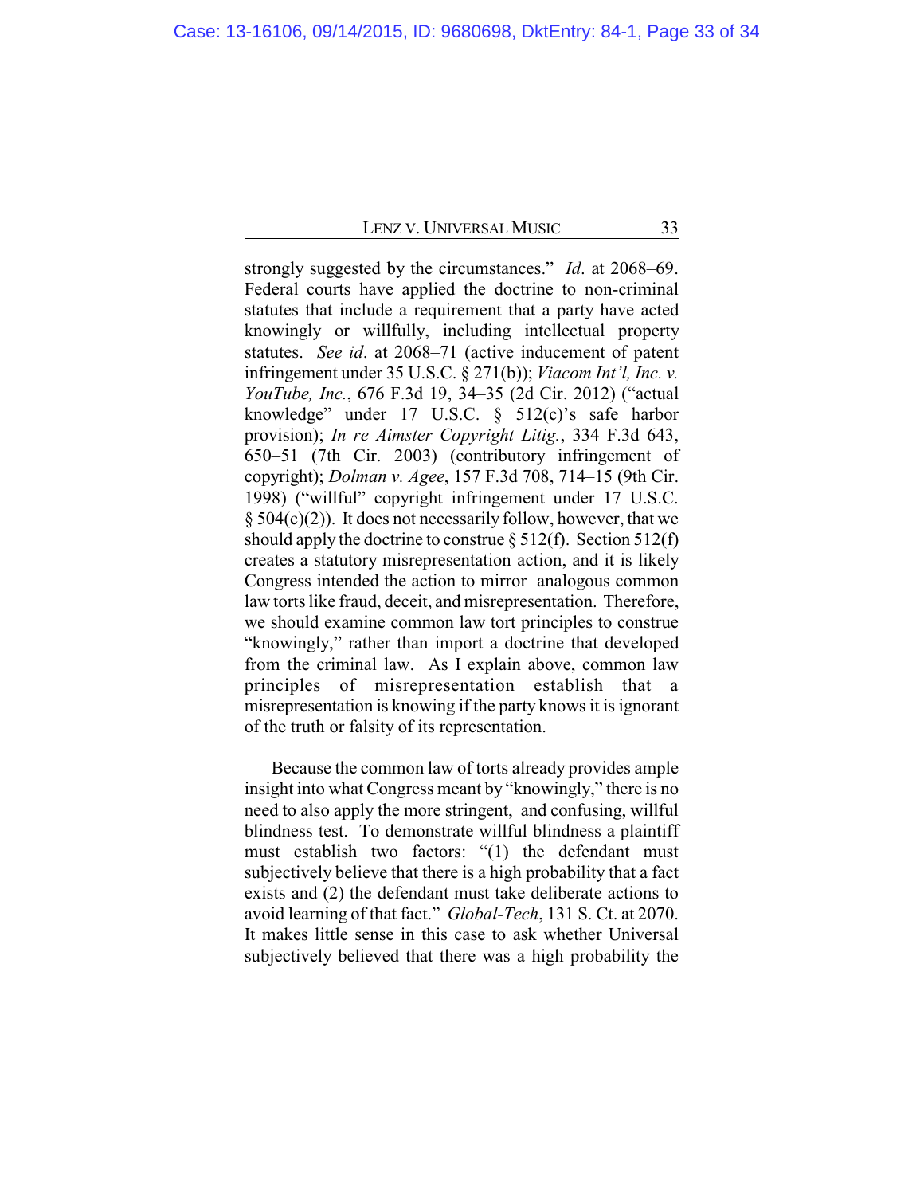strongly suggested by the circumstances." *Id*. at 2068–69. Federal courts have applied the doctrine to non-criminal statutes that include a requirement that a party have acted knowingly or willfully, including intellectual property statutes. *See id*. at 2068–71 (active inducement of patent infringement under 35 U.S.C. § 271(b)); *Viacom Int'l, Inc. v. YouTube, Inc.*, 676 F.3d 19, 34–35 (2d Cir. 2012) ("actual knowledge" under 17 U.S.C. § 512(c)'s safe harbor provision); *In re Aimster Copyright Litig.*, 334 F.3d 643, 650–51 (7th Cir. 2003) (contributory infringement of copyright); *Dolman v. Agee*, 157 F.3d 708, 714–15 (9th Cir. 1998) ("willful" copyright infringement under 17 U.S.C. § 504(c)(2)). It does not necessarily follow, however, that we should apply the doctrine to construe § 512(f). Section 512(f) creates a statutory misrepresentation action, and it is likely Congress intended the action to mirror analogous common law torts like fraud, deceit, and misrepresentation. Therefore, we should examine common law tort principles to construe "knowingly," rather than import a doctrine that developed from the criminal law. As I explain above, common law principles of misrepresentation establish that a misrepresentation is knowing if the party knows it is ignorant of the truth or falsity of its representation.

Because the common law of torts already provides ample insight into what Congress meant by "knowingly," there is no need to also apply the more stringent, and confusing, willful blindness test. To demonstrate willful blindness a plaintiff must establish two factors: "(1) the defendant must subjectively believe that there is a high probability that a fact exists and (2) the defendant must take deliberate actions to avoid learning of that fact." *Global-Tech*, 131 S. Ct. at 2070. It makes little sense in this case to ask whether Universal subjectively believed that there was a high probability the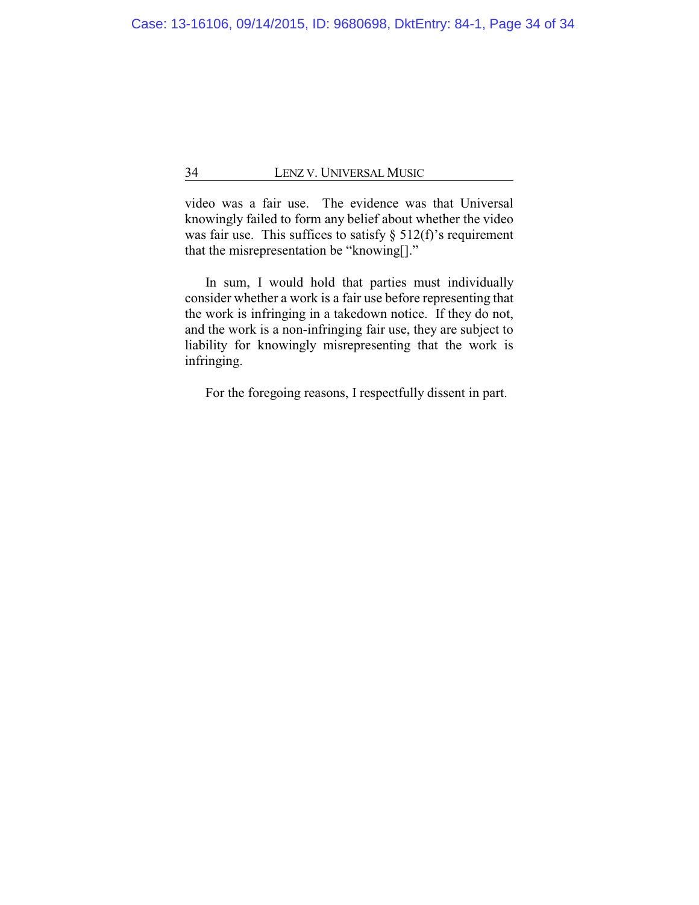video was a fair use. The evidence was that Universal knowingly failed to form any belief about whether the video was fair use. This suffices to satisfy § 512(f)'s requirement that the misrepresentation be "knowing[]."

In sum, I would hold that parties must individually consider whether a work is a fair use before representing that the work is infringing in a takedown notice. If they do not, and the work is a non-infringing fair use, they are subject to liability for knowingly misrepresenting that the work is infringing.

For the foregoing reasons, I respectfully dissent in part.